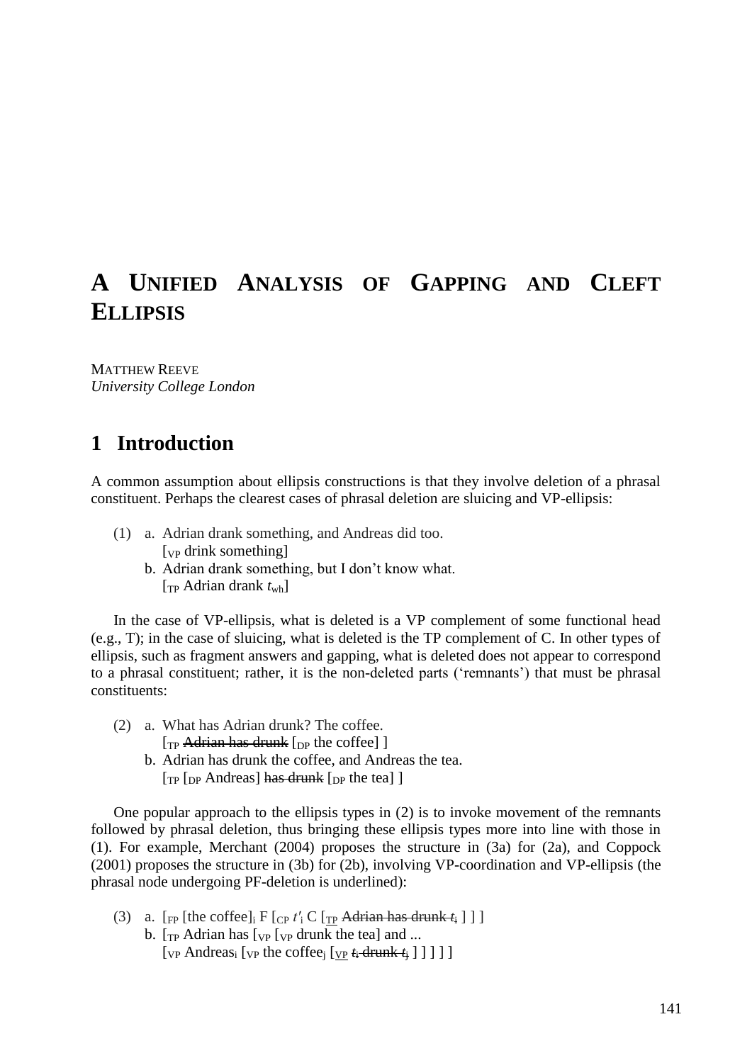# A Unified Analysis of Gapping and Cleft Ellipsis

MATTHEW REEVE
*University College London*

## 1 Introduction

A common assumption about ellipsis constructions is that they involve deletion of a phrasal constituent. Perhaps the clearest cases of phrasal deletion are sluicing and VP-ellipsis:

(1) a. Adrian drank something, and Andreas did too.
[$_{VP}$ drink something]
b. Adrian drank something, but I don't know what.
[$_{TP}$ Adrian drank *t*$_{wh}$]

In the case of VP-ellipsis, what is deleted is a VP complement of some functional head (e.g., T); in the case of sluicing, what is deleted is the TP complement of C. In other types of ellipsis, such as fragment answers and gapping, what is deleted does not appear to correspond to a phrasal constituent; rather, it is the non-deleted parts ('remnants') that must be phrasal constituents:

(2) a. What has Adrian drunk? The coffee.
[$_{TP}$ ~~Adrian has drunk~~ [$_{DP}$ the coffee] ]
b. Adrian has drunk the coffee, and Andreas the tea.
[$_{TP}$ [$_{DP}$ Andreas] ~~has drunk~~ [$_{DP}$ the tea] ]

One popular approach to the ellipsis types in (2) is to invoke movement of the remnants followed by phrasal deletion, thus bringing these ellipsis types more into line with those in (1). For example, Merchant (2004) proposes the structure in (3a) for (2a), and Coppock (2001) proposes the structure in (3b) for (2b), involving VP-coordination and VP-ellipsis (the phrasal node undergoing PF-deletion is underlined):

(3) a. [$_{FP}$ [the coffee]$_i$ F [$_{CP}$ *t*′$_i$ C [$_{\underline{TP}}$ ~~Adrian has drunk *t*$_i$~~ ] ] ]
b. [$_{TP}$ Adrian has [$_{VP}$ [$_{VP}$ drunk the tea] and ...
[$_{VP}$ Andreas$_i$ [$_{VP}$ the coffee$_j$ [$_{\underline{VP}}$ ~~*t*$_i$ drunk *t*$_j$~~ ] ] ] ] ]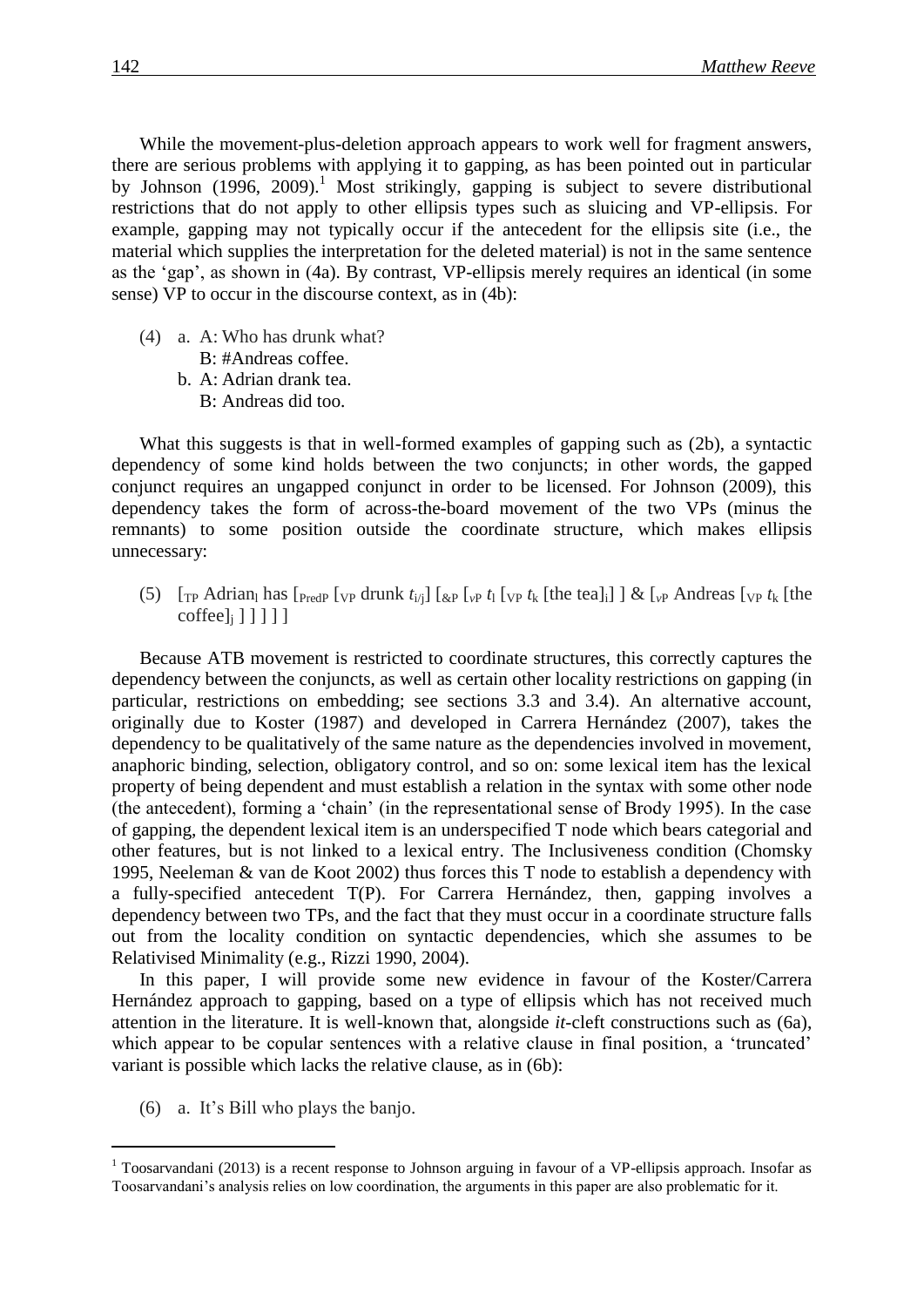While the movement-plus-deletion approach appears to work well for fragment answers, there are serious problems with applying it to gapping, as has been pointed out in particular by Johnson (1996, 2009).[1] Most strikingly, gapping is subject to severe distributional restrictions that do not apply to other ellipsis types such as sluicing and VP-ellipsis. For example, gapping may not typically occur if the antecedent for the ellipsis site (i.e., the material which supplies the interpretation for the deleted material) is not in the same sentence as the 'gap', as shown in (4a). By contrast, VP-ellipsis merely requires an identical (in some sense) VP to occur in the discourse context, as in (4b):

(4) a. A: Who has drunk what?
   B: #Andreas coffee.
  b. A: Adrian drank tea.
   B: Andreas did too.

What this suggests is that in well-formed examples of gapping such as (2b), a syntactic dependency of some kind holds between the two conjuncts; in other words, the gapped conjunct requires an ungapped conjunct in order to be licensed. For Johnson (2009), this dependency takes the form of across-the-board movement of the two VPs (minus the remnants) to some position outside the coordinate structure, which makes ellipsis unnecessary:

(5) [$_{TP}$ Adrian$_l$ has [$_{PredP}$ [$_{VP}$ drunk $t_{i/j}$] [$_{\&P}$ [$_{vP}$ $t_l$ [$_{VP}$ $t_k$ [the tea]$_i$] ] & [$_{vP}$ Andreas [$_{VP}$ $t_k$ [the coffee]$_j$ ] ] ] ] ]

Because ATB movement is restricted to coordinate structures, this correctly captures the dependency between the conjuncts, as well as certain other locality restrictions on gapping (in particular, restrictions on embedding; see sections 3.3 and 3.4). An alternative account, originally due to Koster (1987) and developed in Carrera Hernández (2007), takes the dependency to be qualitatively of the same nature as the dependencies involved in movement, anaphoric binding, selection, obligatory control, and so on: some lexical item has the lexical property of being dependent and must establish a relation in the syntax with some other node (the antecedent), forming a 'chain' (in the representational sense of Brody 1995). In the case of gapping, the dependent lexical item is an underspecified T node which bears categorial and other features, but is not linked to a lexical entry. The Inclusiveness condition (Chomsky 1995, Neeleman & van de Koot 2002) thus forces this T node to establish a dependency with a fully-specified antecedent T(P). For Carrera Hernández, then, gapping involves a dependency between two TPs, and the fact that they must occur in a coordinate structure falls out from the locality condition on syntactic dependencies, which she assumes to be Relativised Minimality (e.g., Rizzi 1990, 2004).

In this paper, I will provide some new evidence in favour of the Koster/Carrera Hernández approach to gapping, based on a type of ellipsis which has not received much attention in the literature. It is well-known that, alongside *it*-cleft constructions such as (6a), which appear to be copular sentences with a relative clause in final position, a 'truncated' variant is possible which lacks the relative clause, as in (6b):

(6) a. It's Bill who plays the banjo.

[1] Toosarvandani (2013) is a recent response to Johnson arguing in favour of a VP-ellipsis approach. Insofar as Toosarvandani's analysis relies on low coordination, the arguments in this paper are also problematic for it.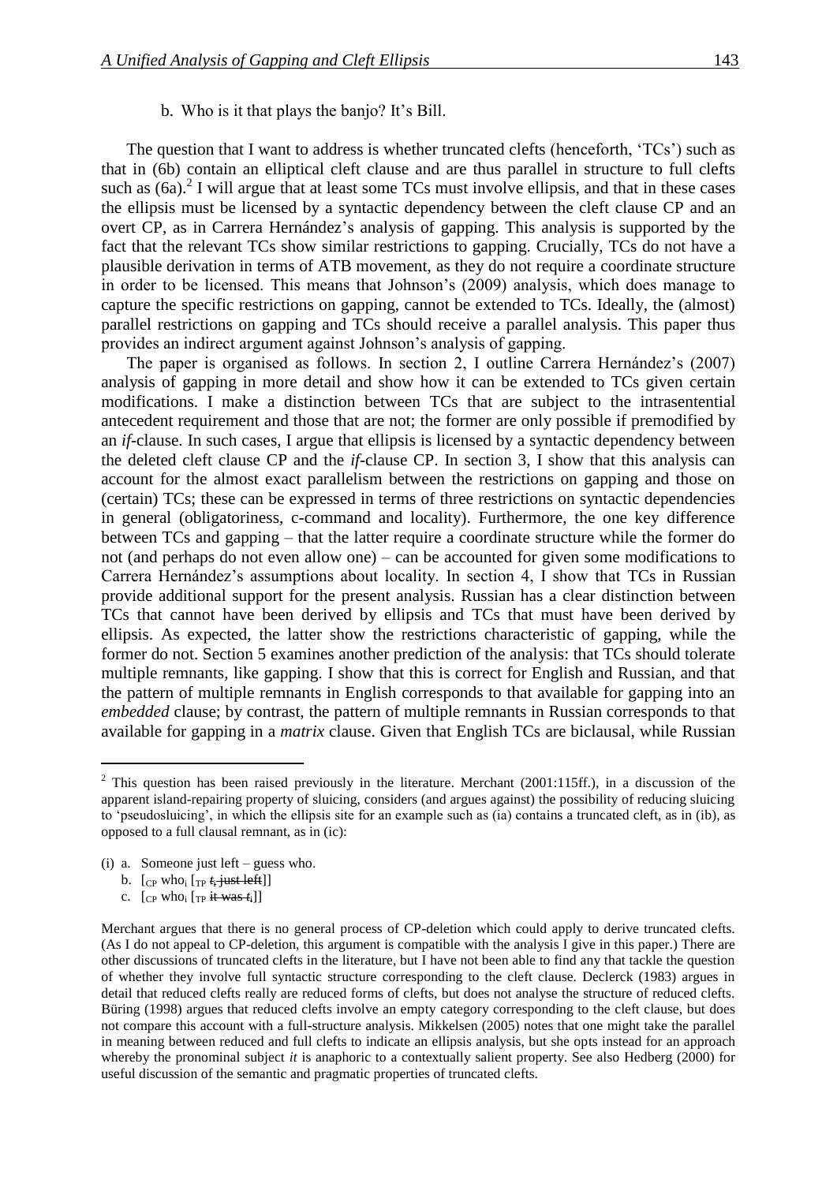b. Who is it that plays the banjo? It's Bill.

The question that I want to address is whether truncated clefts (henceforth, 'TCs') such as that in (6b) contain an elliptical cleft clause and are thus parallel in structure to full clefts such as (6a).[2] I will argue that at least some TCs must involve ellipsis, and that in these cases the ellipsis must be licensed by a syntactic dependency between the cleft clause CP and an overt CP, as in Carrera Hernández's analysis of gapping. This analysis is supported by the fact that the relevant TCs show similar restrictions to gapping. Crucially, TCs do not have a plausible derivation in terms of ATB movement, as they do not require a coordinate structure in order to be licensed. This means that Johnson's (2009) analysis, which does manage to capture the specific restrictions on gapping, cannot be extended to TCs. Ideally, the (almost) parallel restrictions on gapping and TCs should receive a parallel analysis. This paper thus provides an indirect argument against Johnson's analysis of gapping.

The paper is organised as follows. In section 2, I outline Carrera Hernández's (2007) analysis of gapping in more detail and show how it can be extended to TCs given certain modifications. I make a distinction between TCs that are subject to the intrasentential antecedent requirement and those that are not; the former are only possible if premodified by an *if*-clause. In such cases, I argue that ellipsis is licensed by a syntactic dependency between the deleted cleft clause CP and the *if*-clause CP. In section 3, I show that this analysis can account for the almost exact parallelism between the restrictions on gapping and those on (certain) TCs; these can be expressed in terms of three restrictions on syntactic dependencies in general (obligatoriness, c-command and locality). Furthermore, the one key difference between TCs and gapping – that the latter require a coordinate structure while the former do not (and perhaps do not even allow one) – can be accounted for given some modifications to Carrera Hernández's assumptions about locality. In section 4, I show that TCs in Russian provide additional support for the present analysis. Russian has a clear distinction between TCs that cannot have been derived by ellipsis and TCs that must have been derived by ellipsis. As expected, the latter show the restrictions characteristic of gapping, while the former do not. Section 5 examines another prediction of the analysis: that TCs should tolerate multiple remnants, like gapping. I show that this is correct for English and Russian, and that the pattern of multiple remnants in English corresponds to that available for gapping into an *embedded* clause; by contrast, the pattern of multiple remnants in Russian corresponds to that available for gapping in a *matrix* clause. Given that English TCs are biclausal, while Russian

---

[2] This question has been raised previously in the literature. Merchant (2001:115ff.), in a discussion of the apparent island-repairing property of sluicing, considers (and argues against) the possibility of reducing sluicing to 'pseudosluicing', in which the ellipsis site for an example such as (ia) contains a truncated cleft, as in (ib), as opposed to a full clausal remnant, as in (ic):

(i) a. Someone just left – guess who.
   b. $[_{CP}$ who$_i$ $[_{TP}$ ~~$t_i$ just left~~$]]$
   c. $[_{CP}$ who$_i$ $[_{TP}$ ~~it was $t_i$~~$]]$

Merchant argues that there is no general process of CP-deletion which could apply to derive truncated clefts. (As I do not appeal to CP-deletion, this argument is compatible with the analysis I give in this paper.) There are other discussions of truncated clefts in the literature, but I have not been able to find any that tackle the question of whether they involve full syntactic structure corresponding to the cleft clause. Declerck (1983) argues in detail that reduced clefts really are reduced forms of clefts, but does not analyse the structure of reduced clefts. Büring (1998) argues that reduced clefts involve an empty category corresponding to the cleft clause, but does not compare this account with a full-structure analysis. Mikkelsen (2005) notes that one might take the parallel in meaning between reduced and full clefts to indicate an ellipsis analysis, but she opts instead for an approach whereby the pronominal subject *it* is anaphoric to a contextually salient property. See also Hedberg (2000) for useful discussion of the semantic and pragmatic properties of truncated clefts.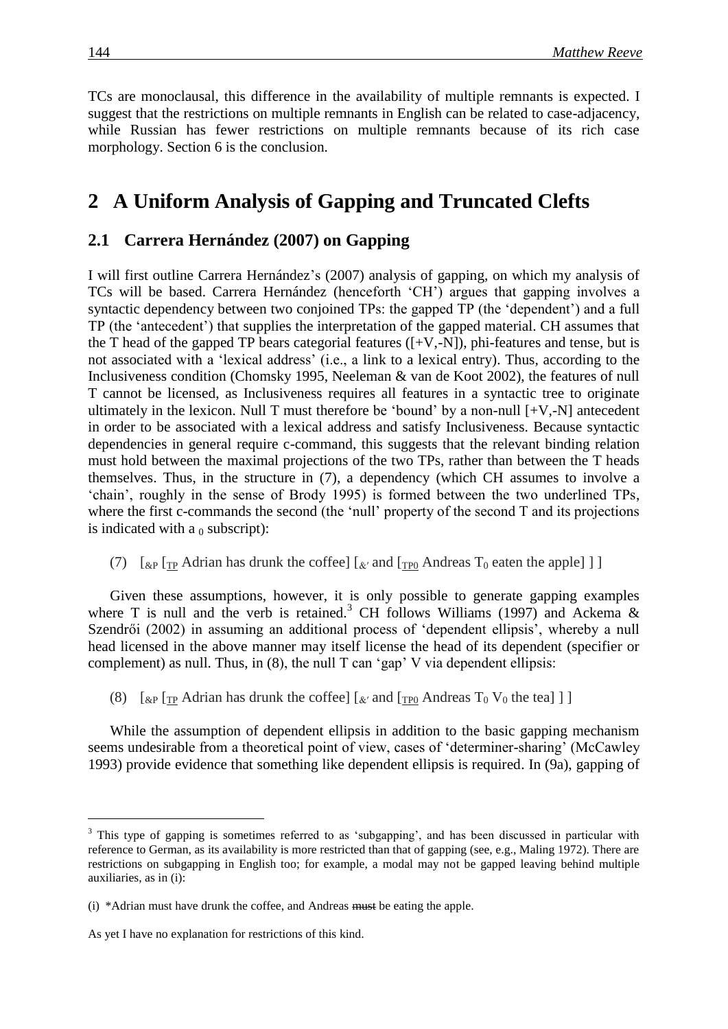TCs are monoclausal, this difference in the availability of multiple remnants is expected. I suggest that the restrictions on multiple remnants in English can be related to case-adjacency, while Russian has fewer restrictions on multiple remnants because of its rich case morphology. Section 6 is the conclusion.

# 2 A Uniform Analysis of Gapping and Truncated Clefts

## 2.1 Carrera Hernández (2007) on Gapping

I will first outline Carrera Hernández's (2007) analysis of gapping, on which my analysis of TCs will be based. Carrera Hernández (henceforth 'CH') argues that gapping involves a syntactic dependency between two conjoined TPs: the gapped TP (the 'dependent') and a full TP (the 'antecedent') that supplies the interpretation of the gapped material. CH assumes that the T head of the gapped TP bears categorial features ([+V,-N]), phi-features and tense, but is not associated with a 'lexical address' (i.e., a link to a lexical entry). Thus, according to the Inclusiveness condition (Chomsky 1995, Neeleman & van de Koot 2002), the features of null T cannot be licensed, as Inclusiveness requires all features in a syntactic tree to originate ultimately in the lexicon. Null T must therefore be 'bound' by a non-null [+V,-N] antecedent in order to be associated with a lexical address and satisfy Inclusiveness. Because syntactic dependencies in general require c-command, this suggests that the relevant binding relation must hold between the maximal projections of the two TPs, rather than between the T heads themselves. Thus, in the structure in (7), a dependency (which CH assumes to involve a 'chain', roughly in the sense of Brody 1995) is formed between the two underlined TPs, where the first c-commands the second (the 'null' property of the second T and its projections is indicated with a $_0$ subscript):

(7) [$_{\&P}$ [$_{\underline{TP}}$ Adrian has drunk the coffee] [$_{\&'}$ and [$_{\underline{TP0}}$ Andreas $T_0$ eaten the apple] ] ]

Given these assumptions, however, it is only possible to generate gapping examples where T is null and the verb is retained.[3] CH follows Williams (1997) and Ackema & Szendrői (2002) in assuming an additional process of 'dependent ellipsis', whereby a null head licensed in the above manner may itself license the head of its dependent (specifier or complement) as null. Thus, in (8), the null T can 'gap' V via dependent ellipsis:

(8) [$_{\&P}$ [$_{\underline{TP}}$ Adrian has drunk the coffee] [$_{\&'}$ and [$_{\underline{TP0}}$ Andreas $T_0$ $V_0$ the tea] ] ]

While the assumption of dependent ellipsis in addition to the basic gapping mechanism seems undesirable from a theoretical point of view, cases of 'determiner-sharing' (McCawley 1993) provide evidence that something like dependent ellipsis is required. In (9a), gapping of

---

[3] This type of gapping is sometimes referred to as 'subgapping', and has been discussed in particular with reference to German, as its availability is more restricted than that of gapping (see, e.g., Maling 1972). There are restrictions on subgapping in English too; for example, a modal may not be gapped leaving behind multiple auxiliaries, as in (i):

(i) *Adrian must have drunk the coffee, and Andreas ~~must~~ be eating the apple.

As yet I have no explanation for restrictions of this kind.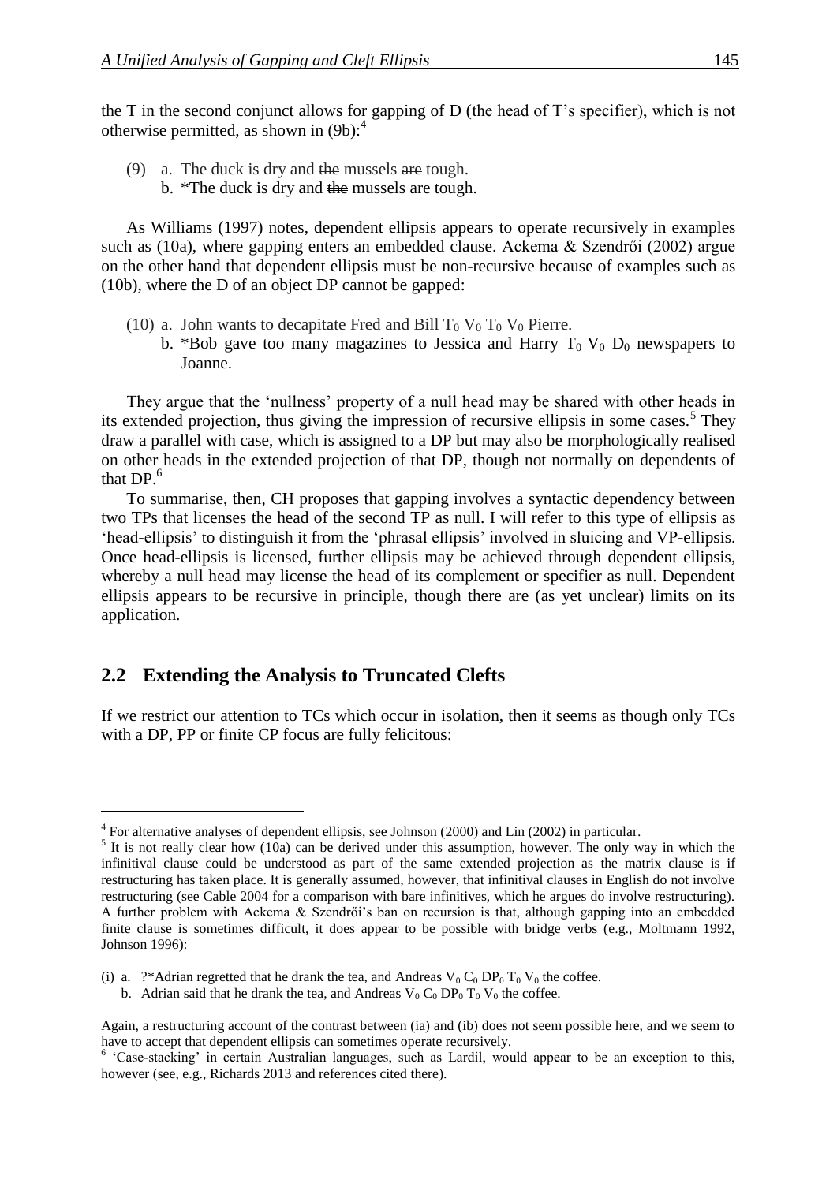the T in the second conjunct allows for gapping of D (the head of T's specifier), which is not otherwise permitted, as shown in (9b):[4]

(9) a. The duck is dry and ~~the~~ mussels ~~are~~ tough.
 b. *The duck is dry and ~~the~~ mussels are tough.

As Williams (1997) notes, dependent ellipsis appears to operate recursively in examples such as (10a), where gapping enters an embedded clause. Ackema & Szendrői (2002) argue on the other hand that dependent ellipsis must be non-recursive because of examples such as (10b), where the D of an object DP cannot be gapped:

(10) a. John wants to decapitate Fred and Bill $T_0$ $V_0$ $T_0$ $V_0$ Pierre.
 b. *Bob gave too many magazines to Jessica and Harry $T_0$ $V_0$ $D_0$ newspapers to Joanne.

They argue that the 'nullness' property of a null head may be shared with other heads in its extended projection, thus giving the impression of recursive ellipsis in some cases.[5] They draw a parallel with case, which is assigned to a DP but may also be morphologically realised on other heads in the extended projection of that DP, though not normally on dependents of that DP.[6]

To summarise, then, CH proposes that gapping involves a syntactic dependency between two TPs that licenses the head of the second TP as null. I will refer to this type of ellipsis as 'head-ellipsis' to distinguish it from the 'phrasal ellipsis' involved in sluicing and VP-ellipsis. Once head-ellipsis is licensed, further ellipsis may be achieved through dependent ellipsis, whereby a null head may license the head of its complement or specifier as null. Dependent ellipsis appears to be recursive in principle, though there are (as yet unclear) limits on its application.

## 2.2 Extending the Analysis to Truncated Clefts

If we restrict our attention to TCs which occur in isolation, then it seems as though only TCs with a DP, PP or finite CP focus are fully felicitous:

---

[4] For alternative analyses of dependent ellipsis, see Johnson (2000) and Lin (2002) in particular.

[5] It is not really clear how (10a) can be derived under this assumption, however. The only way in which the infinitival clause could be understood as part of the same extended projection as the matrix clause is if restructuring has taken place. It is generally assumed, however, that infinitival clauses in English do not involve restructuring (see Cable 2004 for a comparison with bare infinitives, which he argues do involve restructuring). A further problem with Ackema & Szendrői's ban on recursion is that, although gapping into an embedded finite clause is sometimes difficult, it does appear to be possible with bridge verbs (e.g., Moltmann 1992, Johnson 1996):

(i) a. ?*Adrian regretted that he drank the tea, and Andreas $V_0$ $C_0$ $DP_0$ $T_0$ $V_0$ the coffee.
 b. Adrian said that he drank the tea, and Andreas $V_0$ $C_0$ $DP_0$ $T_0$ $V_0$ the coffee.

Again, a restructuring account of the contrast between (ia) and (ib) does not seem possible here, and we seem to have to accept that dependent ellipsis can sometimes operate recursively.

[6] 'Case-stacking' in certain Australian languages, such as Lardil, would appear to be an exception to this, however (see, e.g., Richards 2013 and references cited there).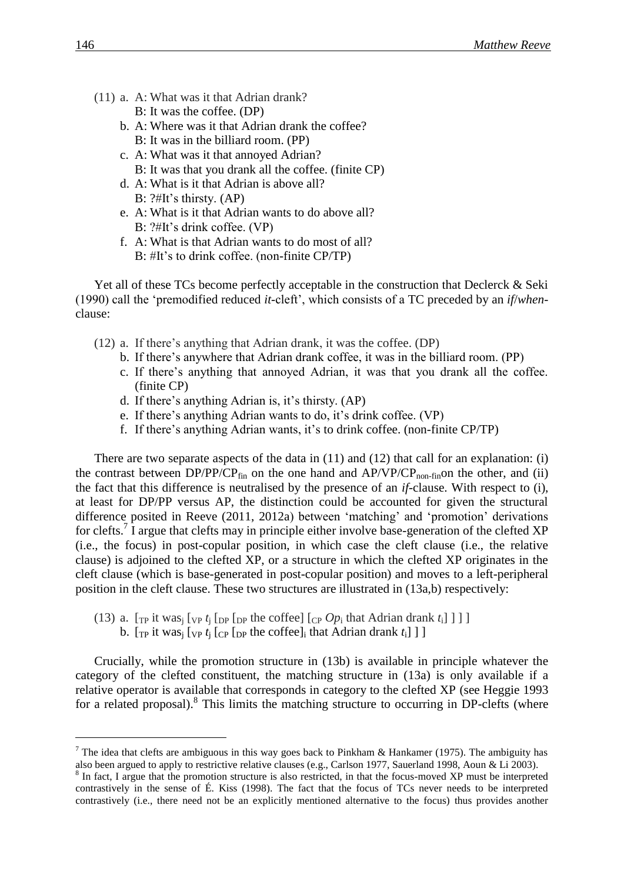(11) a. A: What was it that Adrian drank?
B: It was the coffee. (DP)
b. A: Where was it that Adrian drank the coffee?
B: It was in the billiard room. (PP)
c. A: What was it that annoyed Adrian?
B: It was that you drank all the coffee. (finite CP)
d. A: What is it that Adrian is above all?
B: ?#It's thirsty. (AP)
e. A: What is it that Adrian wants to do above all?
B: ?#It's drink coffee. (VP)
f. A: What is that Adrian wants to do most of all?
B: #It's to drink coffee. (non-finite CP/TP)

Yet all of these TCs become perfectly acceptable in the construction that Declerck & Seki (1990) call the 'premodified reduced *it*-cleft', which consists of a TC preceded by an *if*/*when*-clause:

(12) a. If there's anything that Adrian drank, it was the coffee. (DP)
b. If there's anywhere that Adrian drank coffee, it was in the billiard room. (PP)
c. If there's anything that annoyed Adrian, it was that you drank all the coffee. (finite CP)
d. If there's anything Adrian is, it's thirsty. (AP)
e. If there's anything Adrian wants to do, it's drink coffee. (VP)
f. If there's anything Adrian wants, it's to drink coffee. (non-finite CP/TP)

There are two separate aspects of the data in (11) and (12) that call for an explanation: (i) the contrast between DP/PP/$CP_{fin}$ on the one hand and AP/VP/$CP_{non\text{-}fin}$on the other, and (ii) the fact that this difference is neutralised by the presence of an *if*-clause. With respect to (i), at least for DP/PP versus AP, the distinction could be accounted for given the structural difference posited in Reeve (2011, 2012a) between 'matching' and 'promotion' derivations for clefts.[7] I argue that clefts may in principle either involve base-generation of the clefted XP (i.e., the focus) in post-copular position, in which case the cleft clause (i.e., the relative clause) is adjoined to the clefted XP, or a structure in which the clefted XP originates in the cleft clause (which is base-generated in post-copular position) and moves to a left-peripheral position in the cleft clause. These two structures are illustrated in (13a,b) respectively:

(13) a. [$_{TP}$ it was$_j$ [$_{VP}$ $t_j$ [$_{DP}$ [$_{DP}$ the coffee] [$_{CP}$ $Op_i$ that Adrian drank $t_i$] ] ] ]
b. [$_{TP}$ it was$_j$ [$_{VP}$ $t_j$ [$_{CP}$ [$_{DP}$ the coffee]$_i$ that Adrian drank $t_i$] ] ]

Crucially, while the promotion structure in (13b) is available in principle whatever the category of the clefted constituent, the matching structure in (13a) is only available if a relative operator is available that corresponds in category to the clefted XP (see Heggie 1993 for a related proposal).[8] This limits the matching structure to occurring in DP-clefts (where

[7] The idea that clefts are ambiguous in this way goes back to Pinkham & Hankamer (1975). The ambiguity has also been argued to apply to restrictive relative clauses (e.g., Carlson 1977, Sauerland 1998, Aoun & Li 2003).

[8] In fact, I argue that the promotion structure is also restricted, in that the focus-moved XP must be interpreted contrastively in the sense of É. Kiss (1998). The fact that the focus of TCs never needs to be interpreted contrastively (i.e., there need not be an explicitly mentioned alternative to the focus) thus provides another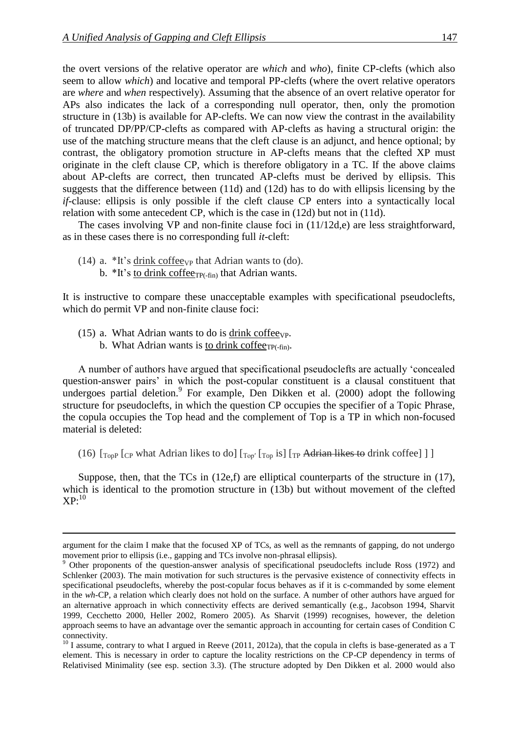the overt versions of the relative operator are *which* and *who*), finite CP-clefts (which also seem to allow *which*) and locative and temporal PP-clefts (where the overt relative operators are *where* and *when* respectively). Assuming that the absence of an overt relative operator for APs also indicates the lack of a corresponding null operator, then, only the promotion structure in (13b) is available for AP-clefts. We can now view the contrast in the availability of truncated DP/PP/CP-clefts as compared with AP-clefts as having a structural origin: the use of the matching structure means that the cleft clause is an adjunct, and hence optional; by contrast, the obligatory promotion structure in AP-clefts means that the clefted XP must originate in the cleft clause CP, which is therefore obligatory in a TC. If the above claims about AP-clefts are correct, then truncated AP-clefts must be derived by ellipsis. This suggests that the difference between (11d) and (12d) has to do with ellipsis licensing by the *if*-clause: ellipsis is only possible if the cleft clause CP enters into a syntactically local relation with some antecedent CP, which is the case in (12d) but not in (11d).

The cases involving VP and non-finite clause foci in (11/12d,e) are less straightforward, as in these cases there is no corresponding full *it*-cleft:

(14) a. *It's <u>drink coffee</u>$_{VP}$ that Adrian wants to (do).
b. *It's <u>to drink coffee</u>$_{TP(-fin)}$ that Adrian wants.

It is instructive to compare these unacceptable examples with specificational pseudoclefts, which do permit VP and non-finite clause foci:

(15) a. What Adrian wants to do is <u>drink coffee</u>$_{VP}$.
b. What Adrian wants is <u>to drink coffee</u>$_{TP(-fin)}$.

A number of authors have argued that specificational pseudoclefts are actually 'concealed question-answer pairs' in which the post-copular constituent is a clausal constituent that undergoes partial deletion.[9] For example, Den Dikken et al. (2000) adopt the following structure for pseudoclefts, in which the question CP occupies the specifier of a Topic Phrase, the copula occupies the Top head and the complement of Top is a TP in which non-focused material is deleted:

(16) [$_{TopP}$ [$_{CP}$ what Adrian likes to do] [$_{Top'}$ [$_{Top}$ is] [$_{TP}$ ~~Adrian likes to~~ drink coffee] ] ]

Suppose, then, that the TCs in (12e,f) are elliptical counterparts of the structure in (17), which is identical to the promotion structure in (13b) but without movement of the clefted XP:[10]

---

argument for the claim I make that the focused XP of TCs, as well as the remnants of gapping, do not undergo movement prior to ellipsis (i.e., gapping and TCs involve non-phrasal ellipsis).

[9] Other proponents of the question-answer analysis of specificational pseudoclefts include Ross (1972) and Schlenker (2003). The main motivation for such structures is the pervasive existence of connectivity effects in specificational pseudoclefts, whereby the post-copular focus behaves as if it is c-commanded by some element in the *wh*-CP, a relation which clearly does not hold on the surface. A number of other authors have argued for an alternative approach in which connectivity effects are derived semantically (e.g., Jacobson 1994, Sharvit 1999, Cecchetto 2000, Heller 2002, Romero 2005). As Sharvit (1999) recognises, however, the deletion approach seems to have an advantage over the semantic approach in accounting for certain cases of Condition C connectivity.

[10] I assume, contrary to what I argued in Reeve (2011, 2012a), that the copula in clefts is base-generated as a T element. This is necessary in order to capture the locality restrictions on the CP-CP dependency in terms of Relativised Minimality (see esp. section 3.3). (The structure adopted by Den Dikken et al. 2000 would also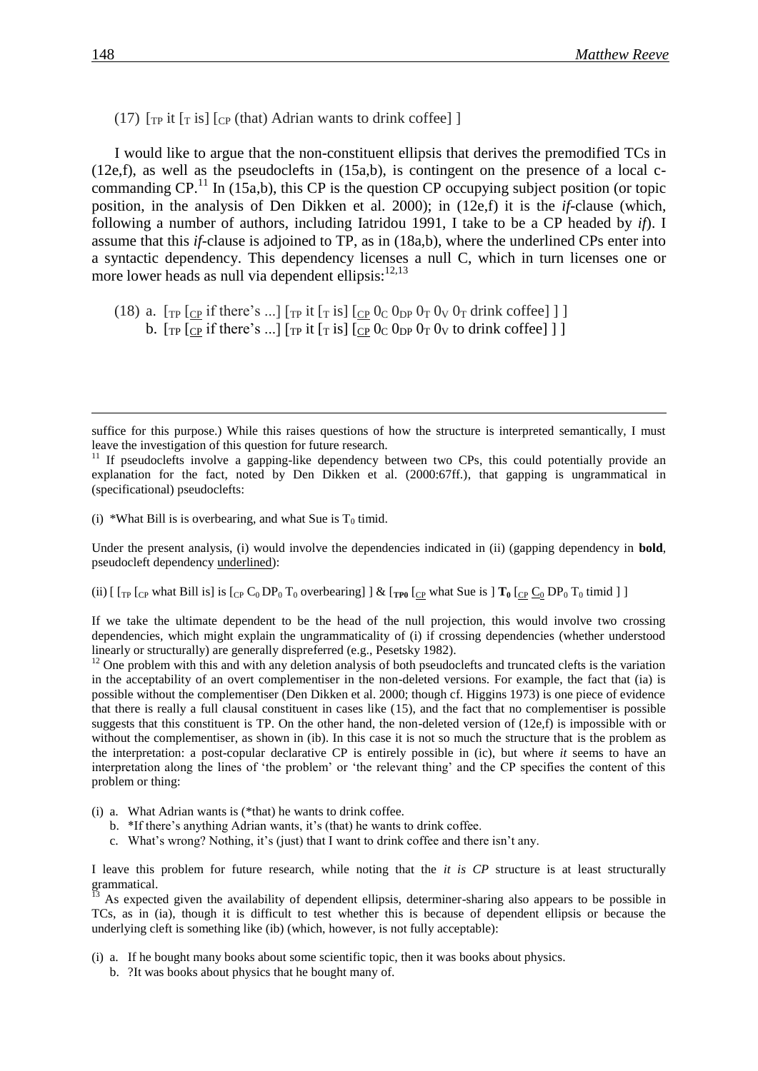(17) $[_{TP}$ it $[_{T}$ is$]$ $[_{CP}$ (that) Adrian wants to drink coffee$]$ $]$

I would like to argue that the non-constituent ellipsis that derives the premodified TCs in (12e,f), as well as the pseudoclefts in (15a,b), is contingent on the presence of a local c-commanding CP.[11] In (15a,b), this CP is the question CP occupying subject position (or topic position, in the analysis of Den Dikken et al. 2000); in (12e,f) it is the *if*-clause (which, following a number of authors, including Iatridou 1991, I take to be a CP headed by *if*). I assume that this *if*-clause is adjoined to TP, as in (18a,b), where the underlined CPs enter into a syntactic dependency. This dependency licenses a null C, which in turn licenses one or more lower heads as null via dependent ellipsis:[12,13]

(18) a. $[_{TP}$ $[_{\underline{CP}}$ if there's ...$]$ $[_{TP}$ it $[_{T}$ is$]$ $[_{\underline{CP}}$ $0_{C}$ $0_{DP}$ $0_{T}$ $0_{V}$ $0_{T}$ drink coffee$]$ $]$ $]$
b. $[_{TP}$ $[_{\underline{CP}}$ if there's ...$]$ $[_{TP}$ it $[_{T}$ is$]$ $[_{\underline{CP}}$ $0_{C}$ $0_{DP}$ $0_{T}$ $0_{V}$ to drink coffee$]$ $]$ $]$

---

suffice for this purpose.) While this raises questions of how the structure is interpreted semantically, I must leave the investigation of this question for future research.

[11] If pseudoclefts involve a gapping-like dependency between two CPs, this could potentially provide an explanation for the fact, noted by Den Dikken et al. (2000:67ff.), that gapping is ungrammatical in (specificational) pseudoclefts:

(i) *What Bill is is overbearing, and what Sue is $T_0$ timid.

Under the present analysis, (i) would involve the dependencies indicated in (ii) (gapping dependency in **bold**, pseudocleft dependency underlined):

(ii) $[$ $[_{TP}$ $[_{CP}$ what Bill is$]$ is $[_{CP}$ $C_0$ $DP_0$ $T_0$ overbearing$]$ $]$ & $[_{\mathbf{TP0}}$ $[_{\underline{CP}}$ what Sue is $]$ $\mathbf{T_0}$ $[_{\underline{CP}}$ $\underline{C_0}$ $DP_0$ $T_0$ timid $]$ $]$

If we take the ultimate dependent to be the head of the null projection, this would involve two crossing dependencies, which might explain the ungrammaticality of (i) if crossing dependencies (whether understood linearly or structurally) are generally dispreferred (e.g., Pesetsky 1982).

[12] One problem with this and with any deletion analysis of both pseudoclefts and truncated clefts is the variation in the acceptability of an overt complementiser in the non-deleted versions. For example, the fact that (ia) is possible without the complementiser (Den Dikken et al. 2000; though cf. Higgins 1973) is one piece of evidence that there is really a full clausal constituent in cases like (15), and the fact that no complementiser is possible suggests that this constituent is TP. On the other hand, the non-deleted version of (12e,f) is impossible with or without the complementiser, as shown in (ib). In this case it is not so much the structure that is the problem as the interpretation: a post-copular declarative CP is entirely possible in (ic), but where *it* seems to have an interpretation along the lines of 'the problem' or 'the relevant thing' and the CP specifies the content of this problem or thing:

(i) a. What Adrian wants is (*that) he wants to drink coffee.
b. *If there's anything Adrian wants, it's (that) he wants to drink coffee.
c. What's wrong? Nothing, it's (just) that I want to drink coffee and there isn't any.

I leave this problem for future research, while noting that the *it is CP* structure is at least structurally grammatical.

[13] As expected given the availability of dependent ellipsis, determiner-sharing also appears to be possible in TCs, as in (ia), though it is difficult to test whether this is because of dependent ellipsis or because the underlying cleft is something like (ib) (which, however, is not fully acceptable):

(i) a. If he bought many books about some scientific topic, then it was books about physics.
b. ?It was books about physics that he bought many of.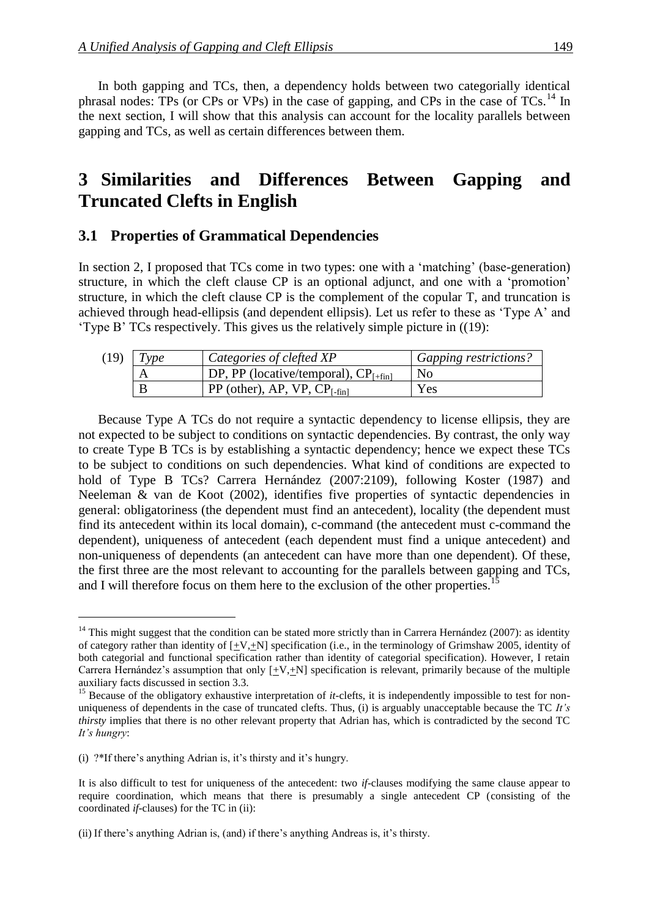In both gapping and TCs, then, a dependency holds between two categorially identical phrasal nodes: TPs (or CPs or VPs) in the case of gapping, and CPs in the case of TCs.[14] In the next section, I will show that this analysis can account for the locality parallels between gapping and TCs, as well as certain differences between them.

# 3 Similarities and Differences Between Gapping and Truncated Clefts in English

## 3.1 Properties of Grammatical Dependencies

In section 2, I proposed that TCs come in two types: one with a 'matching' (base-generation) structure, in which the cleft clause CP is an optional adjunct, and one with a 'promotion' structure, in which the cleft clause CP is the complement of the copular T, and truncation is achieved through head-ellipsis (and dependent ellipsis). Let us refer to these as 'Type A' and 'Type B' TCs respectively. This gives us the relatively simple picture in ((19):

(19)

| *Type* | *Categories of clefted XP* | *Gapping restrictions?* |
|---|---|---|
| A | DP, PP (locative/temporal), $CP_{[+fin]}$ | No |
| B | PP (other), AP, VP, $CP_{[-fin]}$ | Yes |

Because Type A TCs do not require a syntactic dependency to license ellipsis, they are not expected to be subject to conditions on syntactic dependencies. By contrast, the only way to create Type B TCs is by establishing a syntactic dependency; hence we expect these TCs to be subject to conditions on such dependencies. What kind of conditions are expected to hold of Type B TCs? Carrera Hernández (2007:2109), following Koster (1987) and Neeleman & van de Koot (2002), identifies five properties of syntactic dependencies in general: obligatoriness (the dependent must find an antecedent), locality (the dependent must find its antecedent within its local domain), c-command (the antecedent must c-command the dependent), uniqueness of antecedent (each dependent must find a unique antecedent) and non-uniqueness of dependents (an antecedent can have more than one dependent). Of these, the first three are the most relevant to accounting for the parallels between gapping and TCs, and I will therefore focus on them here to the exclusion of the other properties.[15]

---

[14] This might suggest that the condition can be stated more strictly than in Carrera Hernández (2007): as identity of category rather than identity of [±V,±N] specification (i.e., in the terminology of Grimshaw 2005, identity of both categorial and functional specification rather than identity of categorial specification). However, I retain Carrera Hernández's assumption that only [±V,±N] specification is relevant, primarily because of the multiple auxiliary facts discussed in section 3.3.

[15] Because of the obligatory exhaustive interpretation of *it*-clefts, it is independently impossible to test for non-uniqueness of dependents in the case of truncated clefts. Thus, (i) is arguably unacceptable because the TC *It's thirsty* implies that there is no other relevant property that Adrian has, which is contradicted by the second TC *It's hungry*:

(i) ?*If there's anything Adrian is, it's thirsty and it's hungry.

It is also difficult to test for uniqueness of the antecedent: two *if*-clauses modifying the same clause appear to require coordination, which means that there is presumably a single antecedent CP (consisting of the coordinated *if*-clauses) for the TC in (ii):

(ii) If there's anything Adrian is, (and) if there's anything Andreas is, it's thirsty.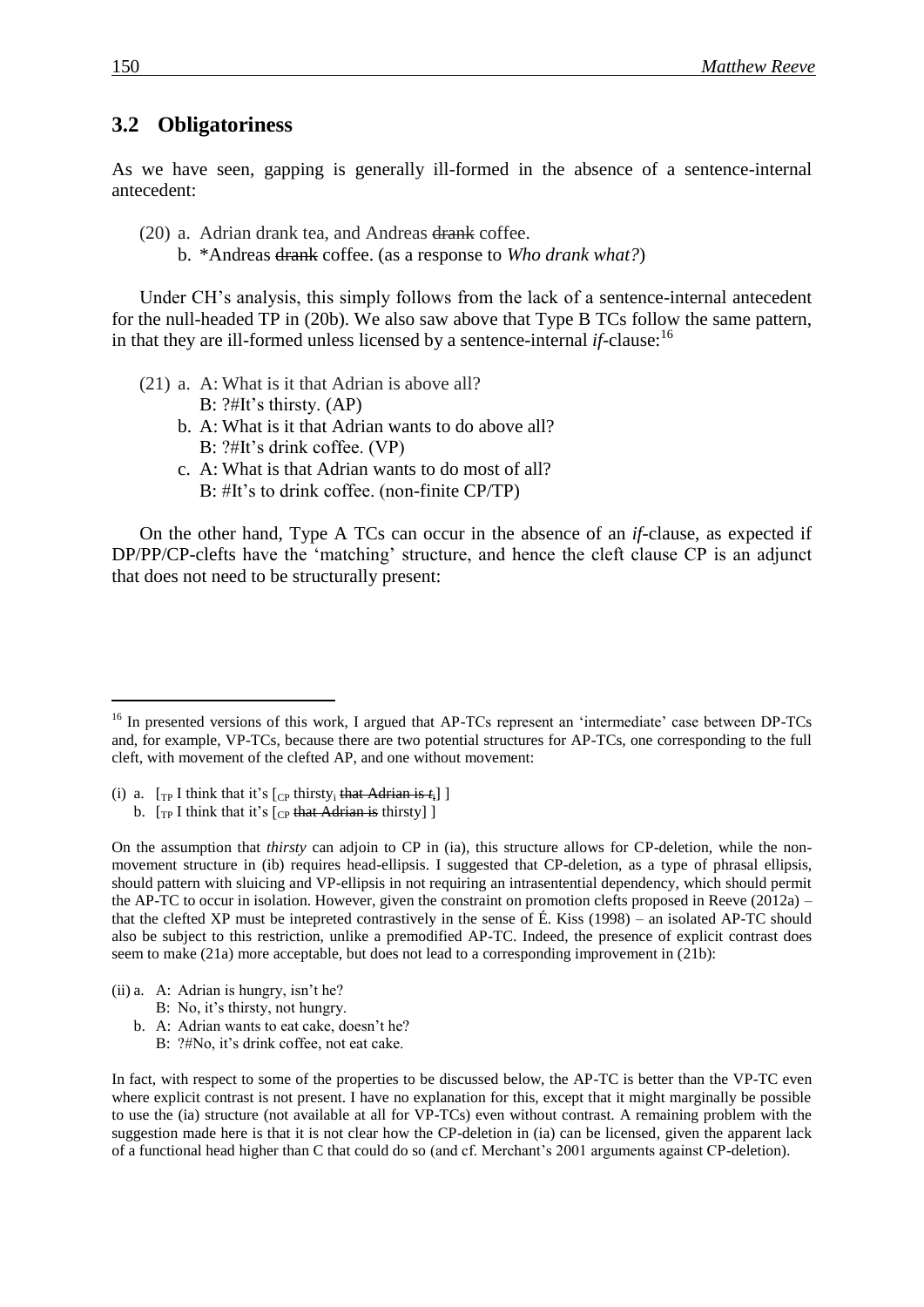## 3.2 Obligatoriness

As we have seen, gapping is generally ill-formed in the absence of a sentence-internal antecedent:

(20) a. Adrian drank tea, and Andreas ~~drank~~ coffee.
  b. *Andreas ~~drank~~ coffee. (as a response to *Who drank what?*)

Under CH's analysis, this simply follows from the lack of a sentence-internal antecedent for the null-headed TP in (20b). We also saw above that Type B TCs follow the same pattern, in that they are ill-formed unless licensed by a sentence-internal *if*-clause:[16]

(21) a. A: What is it that Adrian is above all?
    B: ?#It's thirsty. (AP)
  b. A: What is it that Adrian wants to do above all?
    B: ?#It's drink coffee. (VP)
  c. A: What is that Adrian wants to do most of all?
    B: #It's to drink coffee. (non-finite CP/TP)

On the other hand, Type A TCs can occur in the absence of an *if*-clause, as expected if DP/PP/CP-clefts have the 'matching' structure, and hence the cleft clause CP is an adjunct that does not need to be structurally present:

---

[16] In presented versions of this work, I argued that AP-TCs represent an 'intermediate' case between DP-TCs and, for example, VP-TCs, because there are two potential structures for AP-TCs, one corresponding to the full cleft, with movement of the clefted AP, and one without movement:

(i) a. [$_{TP}$ I think that it's [$_{CP}$ thirsty$_i$ ~~that Adrian is $t_i$~~] ]
  b. [$_{TP}$ I think that it's [$_{CP}$ ~~that Adrian is~~ thirsty] ]

On the assumption that *thirsty* can adjoin to CP in (ia), this structure allows for CP-deletion, while the non-movement structure in (ib) requires head-ellipsis. I suggested that CP-deletion, as a type of phrasal ellipsis, should pattern with sluicing and VP-ellipsis in not requiring an intrasentential dependency, which should permit the AP-TC to occur in isolation. However, given the constraint on promotion clefts proposed in Reeve (2012a) – that the clefted XP must be intepreted contrastively in the sense of É. Kiss (1998) – an isolated AP-TC should also be subject to this restriction, unlike a premodified AP-TC. Indeed, the presence of explicit contrast does seem to make (21a) more acceptable, but does not lead to a corresponding improvement in (21b):

(ii) a. A: Adrian is hungry, isn't he?
    B: No, it's thirsty, not hungry.
  b. A: Adrian wants to eat cake, doesn't he?
    B: ?#No, it's drink coffee, not eat cake.

In fact, with respect to some of the properties to be discussed below, the AP-TC is better than the VP-TC even where explicit contrast is not present. I have no explanation for this, except that it might marginally be possible to use the (ia) structure (not available at all for VP-TCs) even without contrast. A remaining problem with the suggestion made here is that it is not clear how the CP-deletion in (ia) can be licensed, given the apparent lack of a functional head higher than C that could do so (and cf. Merchant's 2001 arguments against CP-deletion).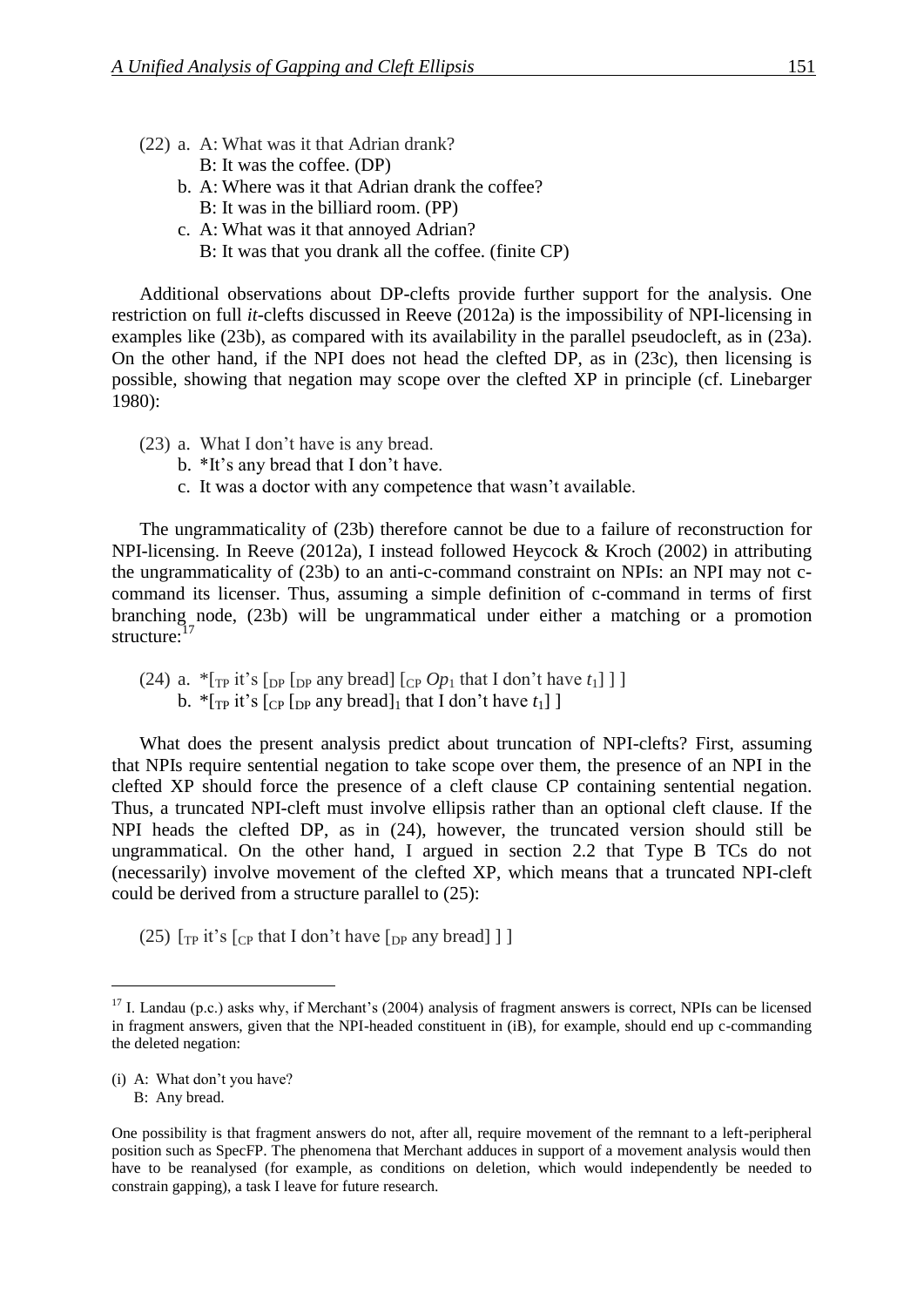(22) a. A: What was it that Adrian drank?
   B: It was the coffee. (DP)
  b. A: Where was it that Adrian drank the coffee?
   B: It was in the billiard room. (PP)
  c. A: What was it that annoyed Adrian?
   B: It was that you drank all the coffee. (finite CP)

Additional observations about DP-clefts provide further support for the analysis. One restriction on full *it*-clefts discussed in Reeve (2012a) is the impossibility of NPI-licensing in examples like (23b), as compared with its availability in the parallel pseudocleft, as in (23a). On the other hand, if the NPI does not head the clefted DP, as in (23c), then licensing is possible, showing that negation may scope over the clefted XP in principle (cf. Linebarger 1980):

(23) a. What I don't have is any bread.
  b. *It's any bread that I don't have.
  c. It was a doctor with any competence that wasn't available.

The ungrammaticality of (23b) therefore cannot be due to a failure of reconstruction for NPI-licensing. In Reeve (2012a), I instead followed Heycock & Kroch (2002) in attributing the ungrammaticality of (23b) to an anti-c-command constraint on NPIs: an NPI may not c-command its licenser. Thus, assuming a simple definition of c-command in terms of first branching node, (23b) will be ungrammatical under either a matching or a promotion structure:[17]

(24) a. *[$_{TP}$ it's [$_{DP}$ [$_{DP}$ any bread] [$_{CP}$ $Op_1$ that I don't have $t_1$] ] ]
  b. *[$_{TP}$ it's [$_{CP}$ [$_{DP}$ any bread]$_1$ that I don't have $t_1$] ]

What does the present analysis predict about truncation of NPI-clefts? First, assuming that NPIs require sentential negation to take scope over them, the presence of an NPI in the clefted XP should force the presence of a cleft clause CP containing sentential negation. Thus, a truncated NPI-cleft must involve ellipsis rather than an optional cleft clause. If the NPI heads the clefted DP, as in (24), however, the truncated version should still be ungrammatical. On the other hand, I argued in section 2.2 that Type B TCs do not (necessarily) involve movement of the clefted XP, which means that a truncated NPI-cleft could be derived from a structure parallel to (25):

(25) [$_{TP}$ it's [$_{CP}$ that I don't have [$_{DP}$ any bread] ] ]

---

[17] I. Landau (p.c.) asks why, if Merchant's (2004) analysis of fragment answers is correct, NPIs can be licensed in fragment answers, given that the NPI-headed constituent in (iB), for example, should end up c-commanding the deleted negation:

(i) A: What don't you have?
  B: Any bread.

One possibility is that fragment answers do not, after all, require movement of the remnant to a left-peripheral position such as SpecFP. The phenomena that Merchant adduces in support of a movement analysis would then have to be reanalysed (for example, as conditions on deletion, which would independently be needed to constrain gapping), a task I leave for future research.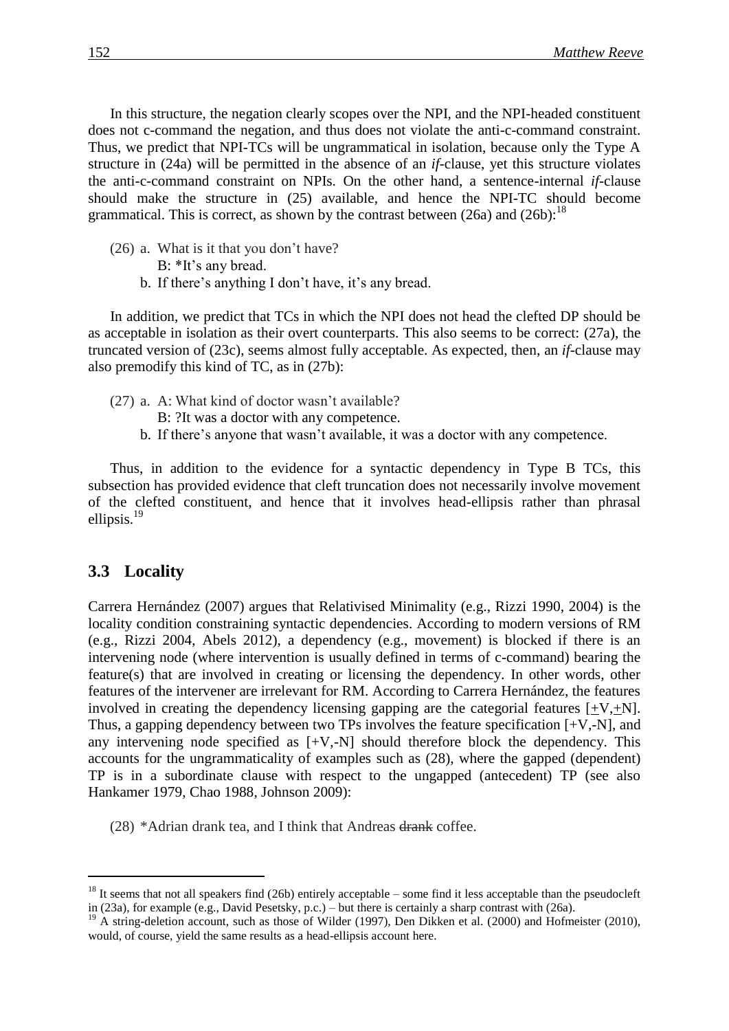In this structure, the negation clearly scopes over the NPI, and the NPI-headed constituent does not c-command the negation, and thus does not violate the anti-c-command constraint. Thus, we predict that NPI-TCs will be ungrammatical in isolation, because only the Type A structure in (24a) will be permitted in the absence of an *if*-clause, yet this structure violates the anti-c-command constraint on NPIs. On the other hand, a sentence-internal *if*-clause should make the structure in (25) available, and hence the NPI-TC should become grammatical. This is correct, as shown by the contrast between (26a) and (26b):[18]

(26) a. What is it that you don't have?
    B: *It's any bread.
  b. If there's anything I don't have, it's any bread.

In addition, we predict that TCs in which the NPI does not head the clefted DP should be as acceptable in isolation as their overt counterparts. This also seems to be correct: (27a), the truncated version of (23c), seems almost fully acceptable. As expected, then, an *if*-clause may also premodify this kind of TC, as in (27b):

(27) a. A: What kind of doctor wasn't available?
    B: ?It was a doctor with any competence.
  b. If there's anyone that wasn't available, it was a doctor with any competence.

Thus, in addition to the evidence for a syntactic dependency in Type B TCs, this subsection has provided evidence that cleft truncation does not necessarily involve movement of the clefted constituent, and hence that it involves head-ellipsis rather than phrasal ellipsis.[19]

## 3.3 Locality

Carrera Hernández (2007) argues that Relativised Minimality (e.g., Rizzi 1990, 2004) is the locality condition constraining syntactic dependencies. According to modern versions of RM (e.g., Rizzi 2004, Abels 2012), a dependency (e.g., movement) is blocked if there is an intervening node (where intervention is usually defined in terms of c-command) bearing the feature(s) that are involved in creating or licensing the dependency. In other words, other features of the intervener are irrelevant for RM. According to Carrera Hernández, the features involved in creating the dependency licensing gapping are the categorial features [±V,±N]. Thus, a gapping dependency between two TPs involves the feature specification [+V,-N], and any intervening node specified as [+V,-N] should therefore block the dependency. This accounts for the ungrammaticality of examples such as (28), where the gapped (dependent) TP is in a subordinate clause with respect to the ungapped (antecedent) TP (see also Hankamer 1979, Chao 1988, Johnson 2009):

(28) *Adrian drank tea, and I think that Andreas ~~drank~~ coffee.

---

[18] It seems that not all speakers find (26b) entirely acceptable – some find it less acceptable than the pseudocleft in (23a), for example (e.g., David Pesetsky, p.c.) – but there is certainly a sharp contrast with (26a).

[19] A string-deletion account, such as those of Wilder (1997), Den Dikken et al. (2000) and Hofmeister (2010), would, of course, yield the same results as a head-ellipsis account here.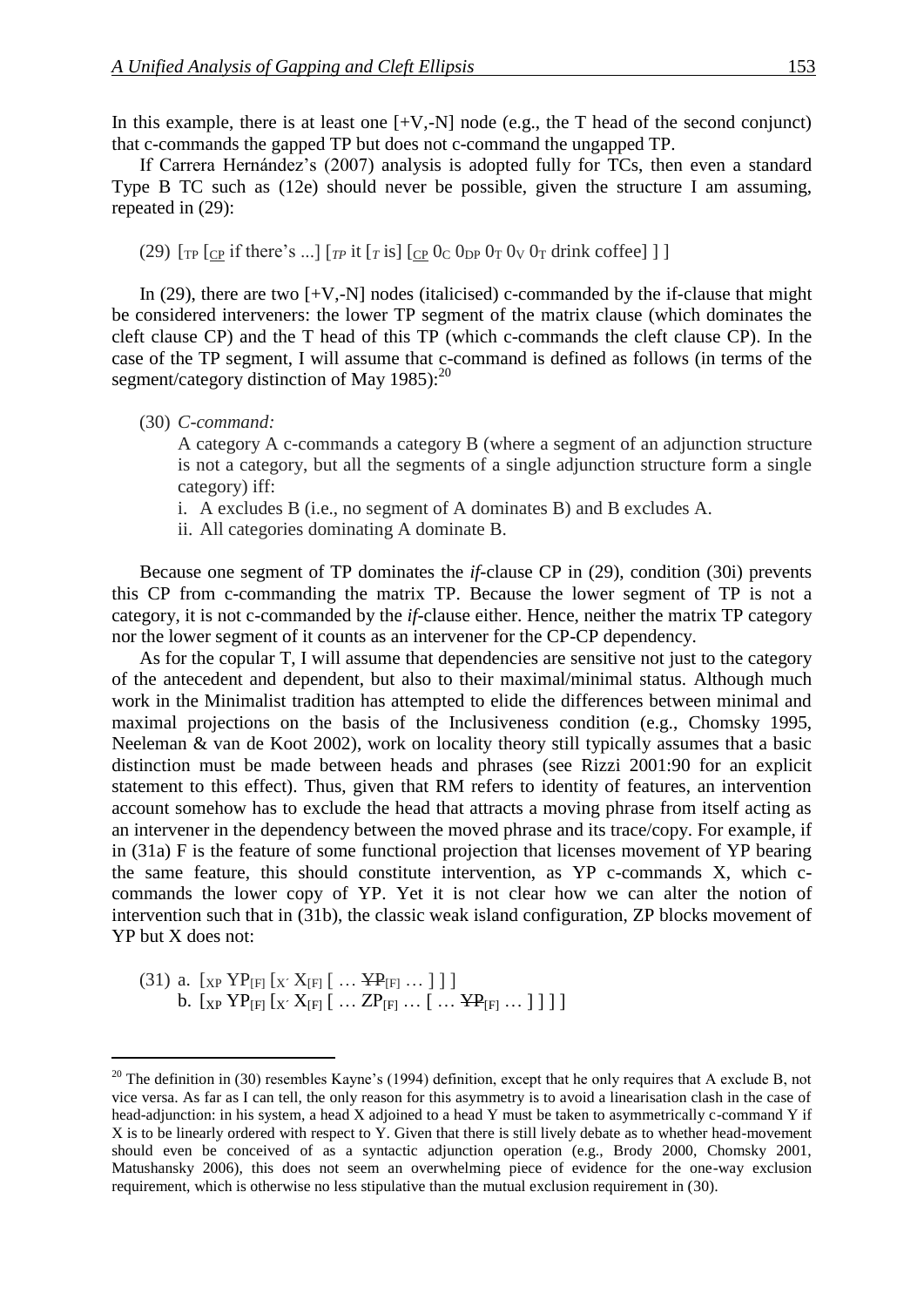In this example, there is at least one [+V,-N] node (e.g., the T head of the second conjunct) that c-commands the gapped TP but does not c-command the ungapped TP.

If Carrera Hernández's (2007) analysis is adopted fully for TCs, then even a standard Type B TC such as (12e) should never be possible, given the structure I am assuming, repeated in (29):

(29) [$_{TP}$ [$_{CP}$ if there's ...] [$_{TP}$ it [$_{T}$ is] [$_{CP}$ $0_C$ $0_{DP}$ $0_T$ $0_V$ $0_T$ drink coffee] ] ]

In (29), there are two [+V,-N] nodes (italicised) c-commanded by the if-clause that might be considered interveners: the lower TP segment of the matrix clause (which dominates the cleft clause CP) and the T head of this TP (which c-commands the cleft clause CP). In the case of the TP segment, I will assume that c-command is defined as follows (in terms of the segment/category distinction of May 1985):[20]

(30) *C-command:*
A category A c-commands a category B (where a segment of an adjunction structure is not a category, but all the segments of a single adjunction structure form a single category) iff:
i. A excludes B (i.e., no segment of A dominates B) and B excludes A.
ii. All categories dominating A dominate B.

Because one segment of TP dominates the *if*-clause CP in (29), condition (30i) prevents this CP from c-commanding the matrix TP. Because the lower segment of TP is not a category, it is not c-commanded by the *if*-clause either. Hence, neither the matrix TP category nor the lower segment of it counts as an intervener for the CP-CP dependency.

As for the copular T, I will assume that dependencies are sensitive not just to the category of the antecedent and dependent, but also to their maximal/minimal status. Although much work in the Minimalist tradition has attempted to elide the differences between minimal and maximal projections on the basis of the Inclusiveness condition (e.g., Chomsky 1995, Neeleman & van de Koot 2002), work on locality theory still typically assumes that a basic distinction must be made between heads and phrases (see Rizzi 2001:90 for an explicit statement to this effect). Thus, given that RM refers to identity of features, an intervention account somehow has to exclude the head that attracts a moving phrase from itself acting as an intervener in the dependency between the moved phrase and its trace/copy. For example, if in (31a) F is the feature of some functional projection that licenses movement of YP bearing the same feature, this should constitute intervention, as YP c-commands X, which c-commands the lower copy of YP. Yet it is not clear how we can alter the notion of intervention such that in (31b), the classic weak island configuration, ZP blocks movement of YP but X does not:

(31) a. [$_{XP}$ $YP_{[F]}$ [$_{X'}$ $X_{[F]}$ [ … ~~$YP_{[F]}$~~ … ] ] ]
b. [$_{XP}$ $YP_{[F]}$ [$_{X'}$ $X_{[F]}$ [ … $ZP_{[F]}$ … [ … ~~$YP_{[F]}$~~ … ] ] ] ]

---

[20] The definition in (30) resembles Kayne's (1994) definition, except that he only requires that A exclude B, not vice versa. As far as I can tell, the only reason for this asymmetry is to avoid a linearisation clash in the case of head-adjunction: in his system, a head X adjoined to a head Y must be taken to asymmetrically c-command Y if X is to be linearly ordered with respect to Y. Given that there is still lively debate as to whether head-movement should even be conceived of as a syntactic adjunction operation (e.g., Brody 2000, Chomsky 2001, Matushansky 2006), this does not seem an overwhelming piece of evidence for the one-way exclusion requirement, which is otherwise no less stipulative than the mutual exclusion requirement in (30).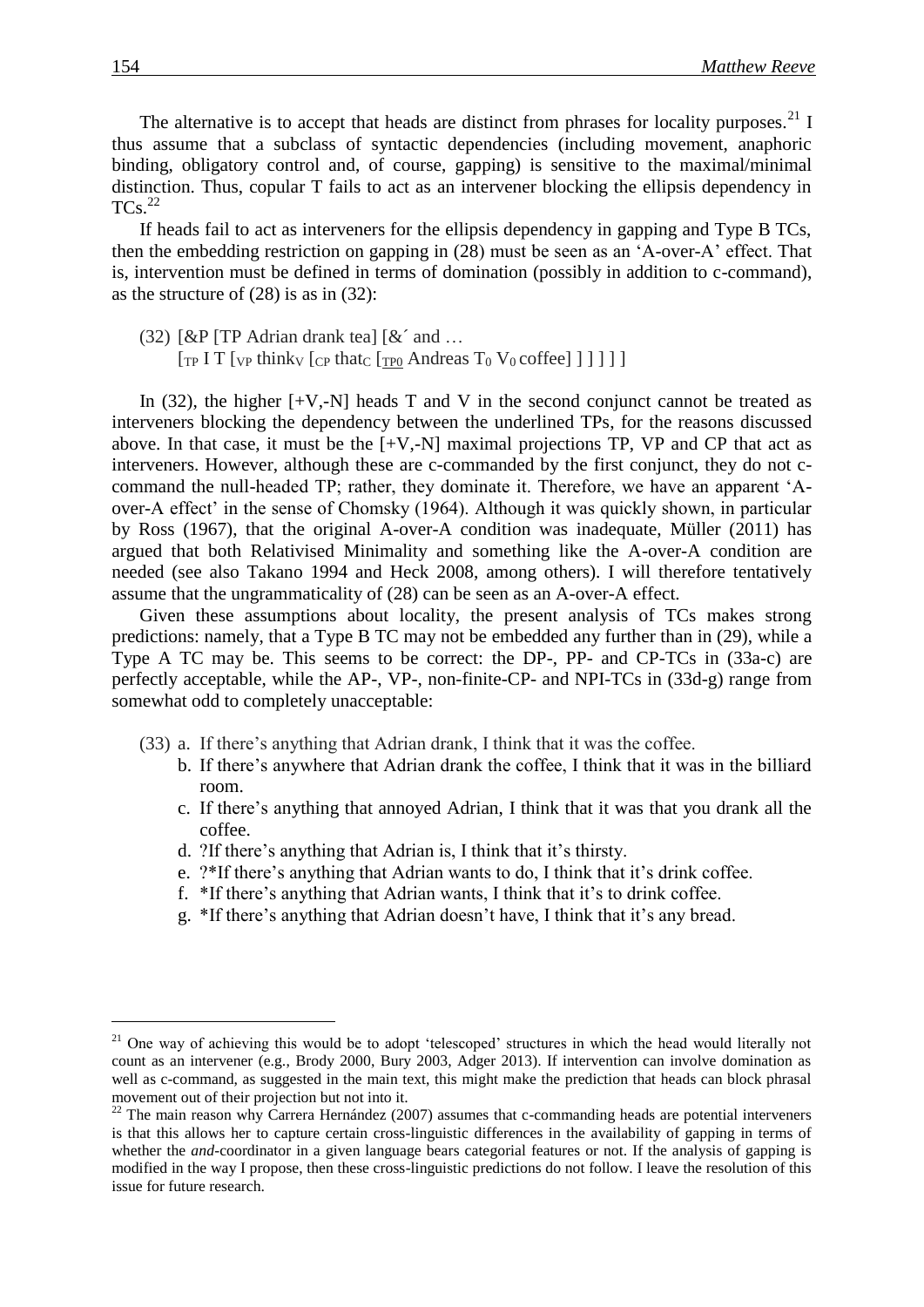The alternative is to accept that heads are distinct from phrases for locality purposes.[21] I thus assume that a subclass of syntactic dependencies (including movement, anaphoric binding, obligatory control and, of course, gapping) is sensitive to the maximal/minimal distinction. Thus, copular T fails to act as an intervener blocking the ellipsis dependency in TCs.[22]

If heads fail to act as interveners for the ellipsis dependency in gapping and Type B TCs, then the embedding restriction on gapping in (28) must be seen as an 'A-over-A' effect. That is, intervention must be defined in terms of domination (possibly in addition to c-command), as the structure of (28) is as in (32):

(32) [&P [TP Adrian drank tea] [&´ and …
  [$_{TP}$ I T [$_{VP}$ think$_V$ [$_{CP}$ that$_C$ [$_{\underline{TP0}}$ Andreas $T_0$ $V_0$ coffee] ] ] ] ] ]

In (32), the higher [+V,-N] heads T and V in the second conjunct cannot be treated as interveners blocking the dependency between the underlined TPs, for the reasons discussed above. In that case, it must be the [+V,-N] maximal projections TP, VP and CP that act as interveners. However, although these are c-commanded by the first conjunct, they do not c-command the null-headed TP; rather, they dominate it. Therefore, we have an apparent 'A-over-A effect' in the sense of Chomsky (1964). Although it was quickly shown, in particular by Ross (1967), that the original A-over-A condition was inadequate, Müller (2011) has argued that both Relativised Minimality and something like the A-over-A condition are needed (see also Takano 1994 and Heck 2008, among others). I will therefore tentatively assume that the ungrammaticality of (28) can be seen as an A-over-A effect.

Given these assumptions about locality, the present analysis of TCs makes strong predictions: namely, that a Type B TC may not be embedded any further than in (29), while a Type A TC may be. This seems to be correct: the DP-, PP- and CP-TCs in (33a-c) are perfectly acceptable, while the AP-, VP-, non-finite-CP- and NPI-TCs in (33d-g) range from somewhat odd to completely unacceptable:

(33) a. If there's anything that Adrian drank, I think that it was the coffee.
  b. If there's anywhere that Adrian drank the coffee, I think that it was in the billiard room.
  c. If there's anything that annoyed Adrian, I think that it was that you drank all the coffee.
  d. ?If there's anything that Adrian is, I think that it's thirsty.
  e. ?*If there's anything that Adrian wants to do, I think that it's drink coffee.
  f. *If there's anything that Adrian wants, I think that it's to drink coffee.
  g. *If there's anything that Adrian doesn't have, I think that it's any bread.

---

[21] One way of achieving this would be to adopt 'telescoped' structures in which the head would literally not count as an intervener (e.g., Brody 2000, Bury 2003, Adger 2013). If intervention can involve domination as well as c-command, as suggested in the main text, this might make the prediction that heads can block phrasal movement out of their projection but not into it.

[22] The main reason why Carrera Hernández (2007) assumes that c-commanding heads are potential interveners is that this allows her to capture certain cross-linguistic differences in the availability of gapping in terms of whether the *and*-coordinator in a given language bears categorial features or not. If the analysis of gapping is modified in the way I propose, then these cross-linguistic predictions do not follow. I leave the resolution of this issue for future research.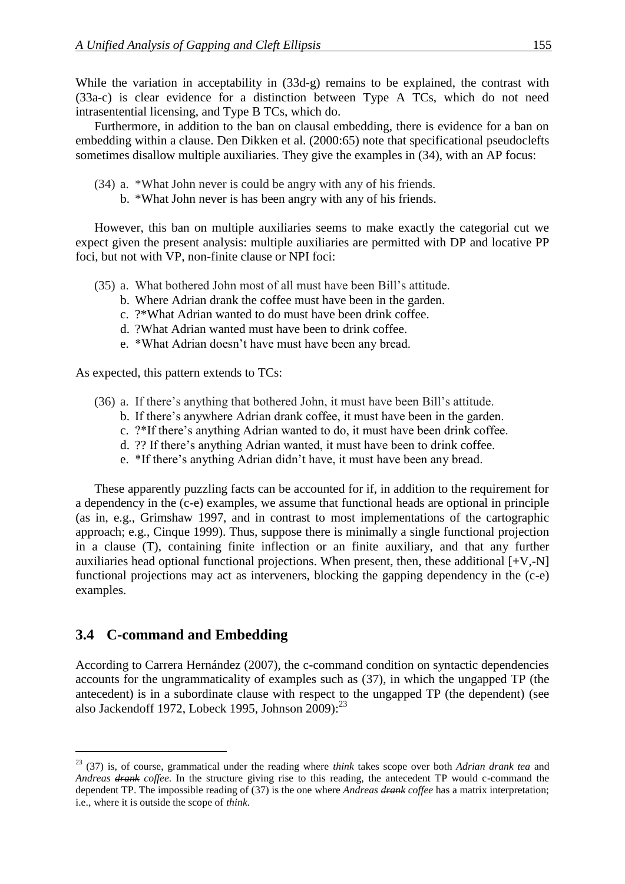While the variation in acceptability in (33d-g) remains to be explained, the contrast with (33a-c) is clear evidence for a distinction between Type A TCs, which do not need intrasentential licensing, and Type B TCs, which do.

Furthermore, in addition to the ban on clausal embedding, there is evidence for a ban on embedding within a clause. Den Dikken et al. (2000:65) note that specificational pseudoclefts sometimes disallow multiple auxiliaries. They give the examples in (34), with an AP focus:

(34) a. *What John never is could be angry with any of his friends.
     b. *What John never is has been angry with any of his friends.

However, this ban on multiple auxiliaries seems to make exactly the categorial cut we expect given the present analysis: multiple auxiliaries are permitted with DP and locative PP foci, but not with VP, non-finite clause or NPI foci:

(35) a. What bothered John most of all must have been Bill's attitude.
     b. Where Adrian drank the coffee must have been in the garden.
     c. ?*What Adrian wanted to do must have been drink coffee.
     d. ?What Adrian wanted must have been to drink coffee.
     e. *What Adrian doesn't have must have been any bread.

As expected, this pattern extends to TCs:

(36) a. If there's anything that bothered John, it must have been Bill's attitude.
     b. If there's anywhere Adrian drank coffee, it must have been in the garden.
     c. ?*If there's anything Adrian wanted to do, it must have been drink coffee.
     d. ?? If there's anything Adrian wanted, it must have been to drink coffee.
     e. *If there's anything Adrian didn't have, it must have been any bread.

These apparently puzzling facts can be accounted for if, in addition to the requirement for a dependency in the (c-e) examples, we assume that functional heads are optional in principle (as in, e.g., Grimshaw 1997, and in contrast to most implementations of the cartographic approach; e.g., Cinque 1999). Thus, suppose there is minimally a single functional projection in a clause (T), containing finite inflection or an finite auxiliary, and that any further auxiliaries head optional functional projections. When present, then, these additional [+V,-N] functional projections may act as interveners, blocking the gapping dependency in the (c-e) examples.

## 3.4 C-command and Embedding

According to Carrera Hernández (2007), the c-command condition on syntactic dependencies accounts for the ungrammaticality of examples such as (37), in which the ungapped TP (the antecedent) is in a subordinate clause with respect to the ungapped TP (the dependent) (see also Jackendoff 1972, Lobeck 1995, Johnson 2009):[23]

---

[23] (37) is, of course, grammatical under the reading where *think* takes scope over both *Adrian drank tea* and *Andreas ~~drank~~ coffee*. In the structure giving rise to this reading, the antecedent TP would c-command the dependent TP. The impossible reading of (37) is the one where *Andreas ~~drank~~ coffee* has a matrix interpretation; i.e., where it is outside the scope of *think*.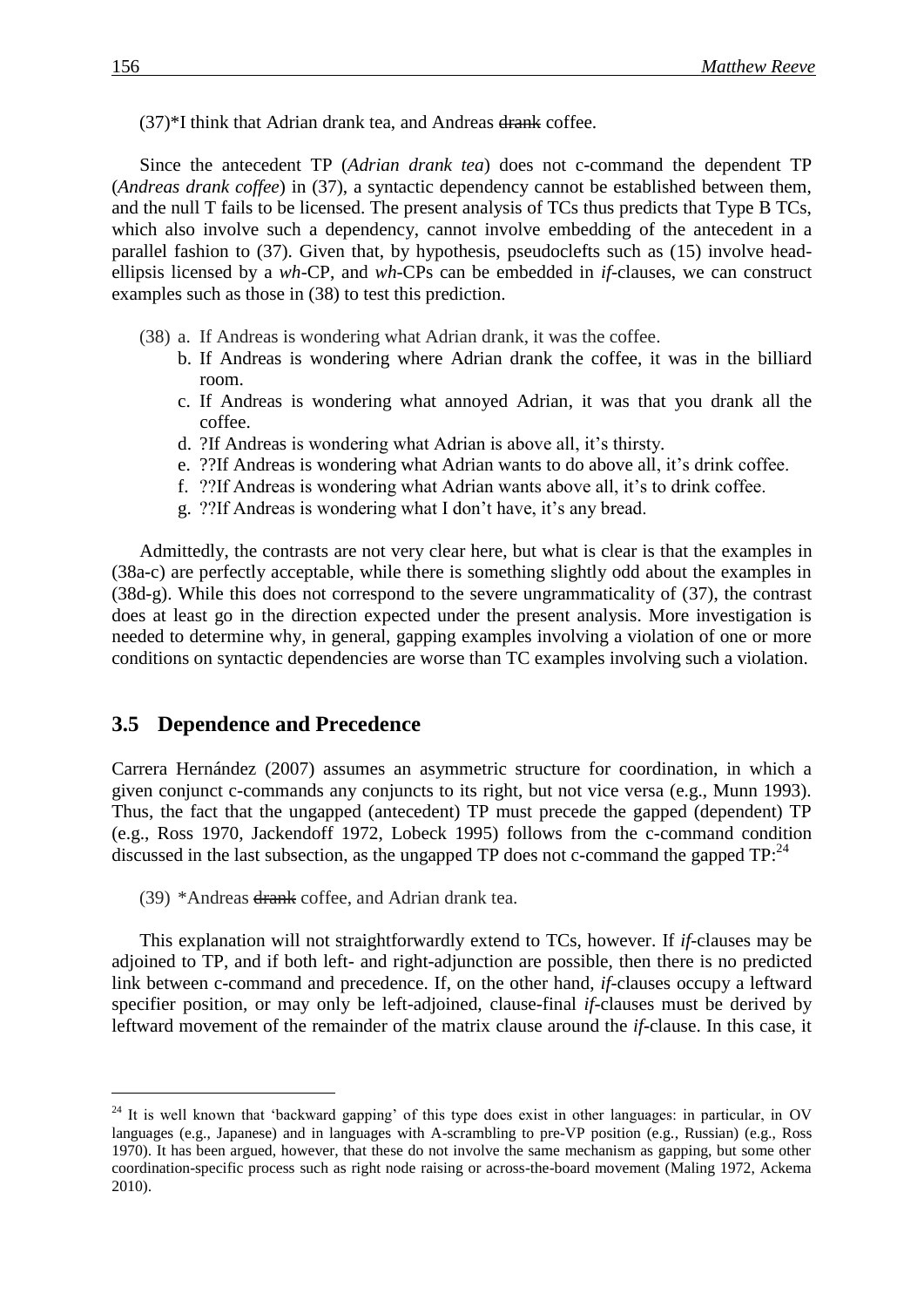(37)*I think that Adrian drank tea, and Andreas ~~drank~~ coffee.

Since the antecedent TP (*Adrian drank tea*) does not c-command the dependent TP (*Andreas drank coffee*) in (37), a syntactic dependency cannot be established between them, and the null T fails to be licensed. The present analysis of TCs thus predicts that Type B TCs, which also involve such a dependency, cannot involve embedding of the antecedent in a parallel fashion to (37). Given that, by hypothesis, pseudoclefts such as (15) involve head-ellipsis licensed by a *wh*-CP, and *wh*-CPs can be embedded in *if*-clauses, we can construct examples such as those in (38) to test this prediction.

(38) a. If Andreas is wondering what Adrian drank, it was the coffee.
  b. If Andreas is wondering where Adrian drank the coffee, it was in the billiard room.
  c. If Andreas is wondering what annoyed Adrian, it was that you drank all the coffee.
  d. ?If Andreas is wondering what Adrian is above all, it's thirsty.
  e. ??If Andreas is wondering what Adrian wants to do above all, it's drink coffee.
  f. ??If Andreas is wondering what Adrian wants above all, it's to drink coffee.
  g. ??If Andreas is wondering what I don't have, it's any bread.

Admittedly, the contrasts are not very clear here, but what is clear is that the examples in (38a-c) are perfectly acceptable, while there is something slightly odd about the examples in (38d-g). While this does not correspond to the severe ungrammaticality of (37), the contrast does at least go in the direction expected under the present analysis. More investigation is needed to determine why, in general, gapping examples involving a violation of one or more conditions on syntactic dependencies are worse than TC examples involving such a violation.

## 3.5 Dependence and Precedence

Carrera Hernández (2007) assumes an asymmetric structure for coordination, in which a given conjunct c-commands any conjuncts to its right, but not vice versa (e.g., Munn 1993). Thus, the fact that the ungapped (antecedent) TP must precede the gapped (dependent) TP (e.g., Ross 1970, Jackendoff 1972, Lobeck 1995) follows from the c-command condition discussed in the last subsection, as the ungapped TP does not c-command the gapped TP:[24]

(39) *Andreas ~~drank~~ coffee, and Adrian drank tea.

This explanation will not straightforwardly extend to TCs, however. If *if*-clauses may be adjoined to TP, and if both left- and right-adjunction are possible, then there is no predicted link between c-command and precedence. If, on the other hand, *if*-clauses occupy a leftward specifier position, or may only be left-adjoined, clause-final *if*-clauses must be derived by leftward movement of the remainder of the matrix clause around the *if*-clause. In this case, it

---

[24] It is well known that 'backward gapping' of this type does exist in other languages: in particular, in OV languages (e.g., Japanese) and in languages with A-scrambling to pre-VP position (e.g., Russian) (e.g., Ross 1970). It has been argued, however, that these do not involve the same mechanism as gapping, but some other coordination-specific process such as right node raising or across-the-board movement (Maling 1972, Ackema 2010).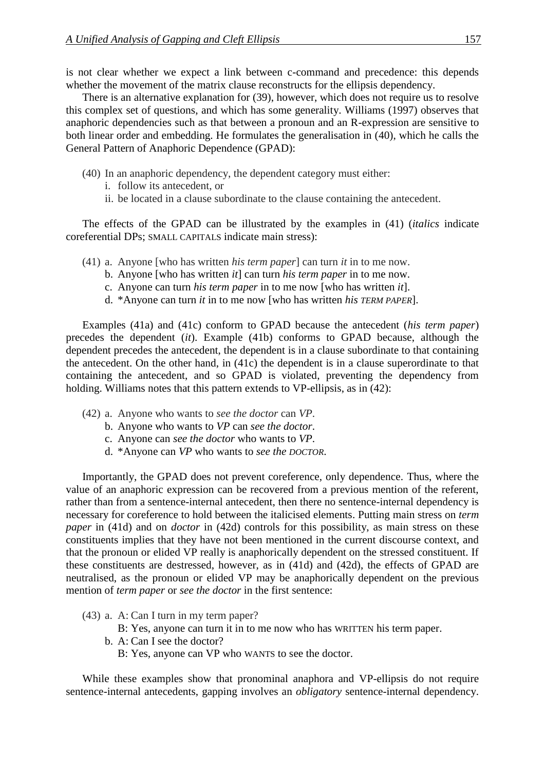is not clear whether we expect a link between c-command and precedence: this depends whether the movement of the matrix clause reconstructs for the ellipsis dependency.

There is an alternative explanation for (39), however, which does not require us to resolve this complex set of questions, and which has some generality. Williams (1997) observes that anaphoric dependencies such as that between a pronoun and an R-expression are sensitive to both linear order and embedding. He formulates the generalisation in (40), which he calls the General Pattern of Anaphoric Dependence (GPAD):

(40) In an anaphoric dependency, the dependent category must either:
  i. follow its antecedent, or
  ii. be located in a clause subordinate to the clause containing the antecedent.

The effects of the GPAD can be illustrated by the examples in (41) (*italics* indicate coreferential DPs; SMALL CAPITALS indicate main stress):

(41) a. Anyone [who has written *his term paper*] can turn *it* in to me now.
  b. Anyone [who has written *it*] can turn *his term paper* in to me now.
  c. Anyone can turn *his term paper* in to me now [who has written *it*].
  d. *Anyone can turn *it* in to me now [who has written *his TERM PAPER*].

Examples (41a) and (41c) conform to GPAD because the antecedent (*his term paper*) precedes the dependent (*it*). Example (41b) conforms to GPAD because, although the dependent precedes the antecedent, the dependent is in a clause subordinate to that containing the antecedent. On the other hand, in (41c) the dependent is in a clause superordinate to that containing the antecedent, and so GPAD is violated, preventing the dependency from holding. Williams notes that this pattern extends to VP-ellipsis, as in (42):

(42) a. Anyone who wants to *see the doctor* can *VP*.
  b. Anyone who wants to *VP* can *see the doctor*.
  c. Anyone can *see the doctor* who wants to *VP*.
  d. *Anyone can *VP* who wants to *see the DOCTOR*.

Importantly, the GPAD does not prevent coreference, only dependence. Thus, where the value of an anaphoric expression can be recovered from a previous mention of the referent, rather than from a sentence-internal antecedent, then there no sentence-internal dependency is necessary for coreference to hold between the italicised elements. Putting main stress on *term paper* in (41d) and on *doctor* in (42d) controls for this possibility, as main stress on these constituents implies that they have not been mentioned in the current discourse context, and that the pronoun or elided VP really is anaphorically dependent on the stressed constituent. If these constituents are destressed, however, as in (41d) and (42d), the effects of GPAD are neutralised, as the pronoun or elided VP may be anaphorically dependent on the previous mention of *term paper* or *see the doctor* in the first sentence:

(43) a. A: Can I turn in my term paper?
  B: Yes, anyone can turn it in to me now who has WRITTEN his term paper.
  b. A: Can I see the doctor?
  B: Yes, anyone can VP who WANTS to see the doctor.

While these examples show that pronominal anaphora and VP-ellipsis do not require sentence-internal antecedents, gapping involves an *obligatory* sentence-internal dependency.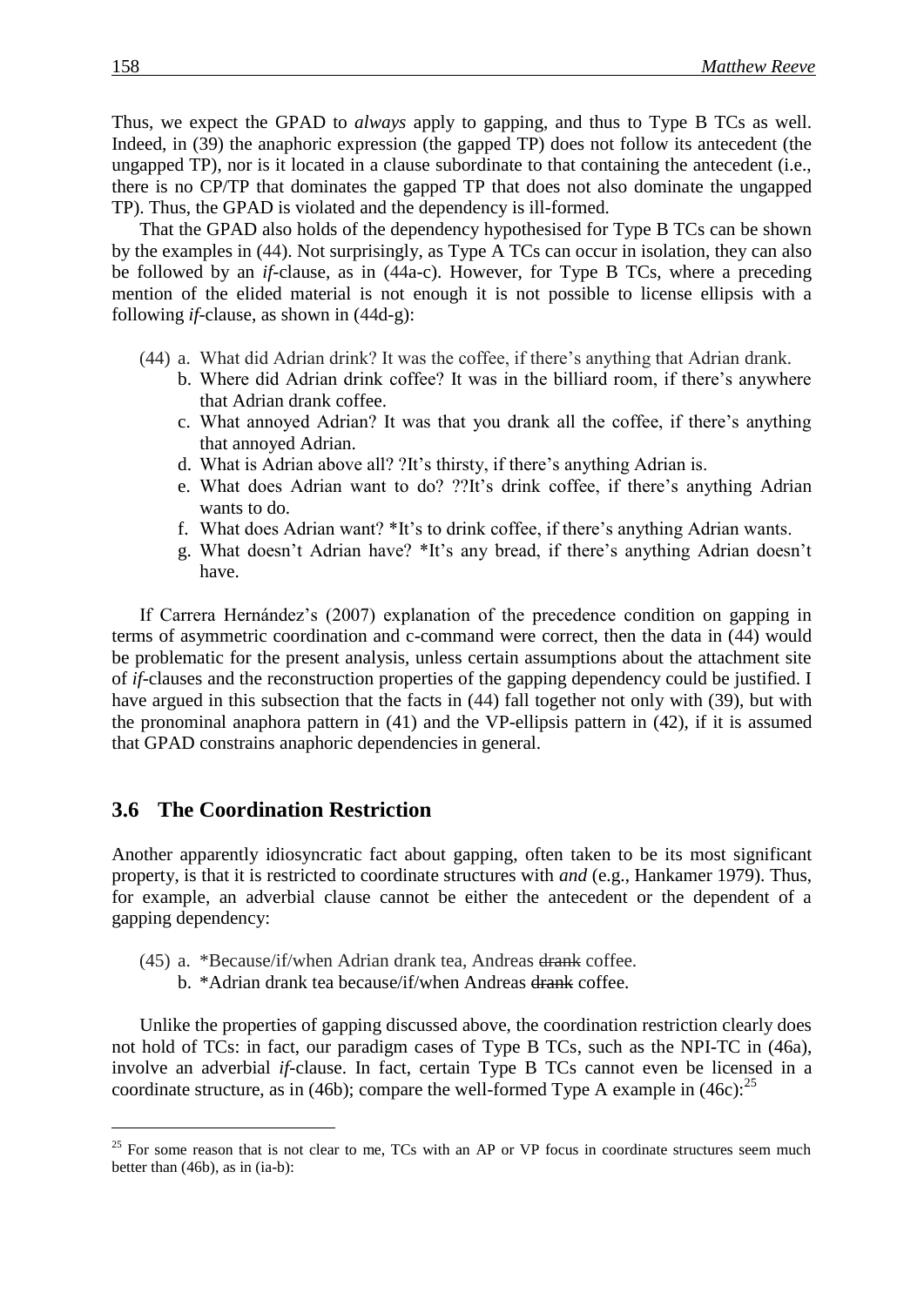Thus, we expect the GPAD to *always* apply to gapping, and thus to Type B TCs as well. Indeed, in (39) the anaphoric expression (the gapped TP) does not follow its antecedent (the ungapped TP), nor is it located in a clause subordinate to that containing the antecedent (i.e., there is no CP/TP that dominates the gapped TP that does not also dominate the ungapped TP). Thus, the GPAD is violated and the dependency is ill-formed.

That the GPAD also holds of the dependency hypothesised for Type B TCs can be shown by the examples in (44). Not surprisingly, as Type A TCs can occur in isolation, they can also be followed by an *if*-clause, as in (44a-c). However, for Type B TCs, where a preceding mention of the elided material is not enough it is not possible to license ellipsis with a following *if*-clause, as shown in (44d-g):

(44) a. What did Adrian drink? It was the coffee, if there's anything that Adrian drank.
b. Where did Adrian drink coffee? It was in the billiard room, if there's anywhere that Adrian drank coffee.
c. What annoyed Adrian? It was that you drank all the coffee, if there's anything that annoyed Adrian.
d. What is Adrian above all? ?It's thirsty, if there's anything Adrian is.
e. What does Adrian want to do? ??It's drink coffee, if there's anything Adrian wants to do.
f. What does Adrian want? *It's to drink coffee, if there's anything Adrian wants.
g. What doesn't Adrian have? *It's any bread, if there's anything Adrian doesn't have.

If Carrera Hernández's (2007) explanation of the precedence condition on gapping in terms of asymmetric coordination and c-command were correct, then the data in (44) would be problematic for the present analysis, unless certain assumptions about the attachment site of *if*-clauses and the reconstruction properties of the gapping dependency could be justified. I have argued in this subsection that the facts in (44) fall together not only with (39), but with the pronominal anaphora pattern in (41) and the VP-ellipsis pattern in (42), if it is assumed that GPAD constrains anaphoric dependencies in general.

## 3.6 The Coordination Restriction

Another apparently idiosyncratic fact about gapping, often taken to be its most significant property, is that it is restricted to coordinate structures with *and* (e.g., Hankamer 1979). Thus, for example, an adverbial clause cannot be either the antecedent or the dependent of a gapping dependency:

(45) a. *Because/if/when Adrian drank tea, Andreas ~~drank~~ coffee.
b. *Adrian drank tea because/if/when Andreas ~~drank~~ coffee.

Unlike the properties of gapping discussed above, the coordination restriction clearly does not hold of TCs: in fact, our paradigm cases of Type B TCs, such as the NPI-TC in (46a), involve an adverbial *if*-clause. In fact, certain Type B TCs cannot even be licensed in a coordinate structure, as in (46b); compare the well-formed Type A example in (46c):[25]

---

[25] For some reason that is not clear to me, TCs with an AP or VP focus in coordinate structures seem much better than (46b), as in (ia-b):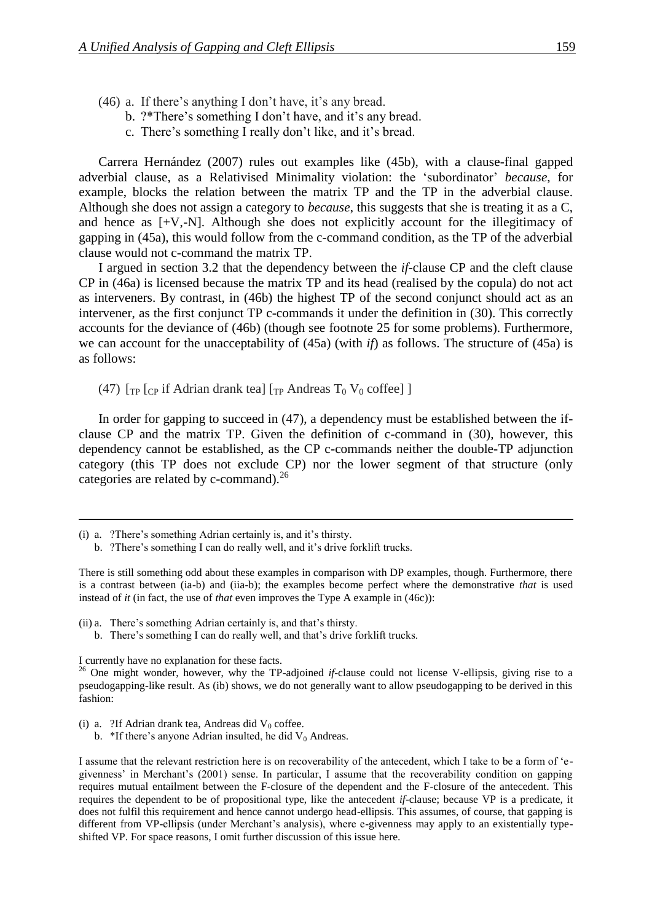(46) a. If there's anything I don't have, it's any bread.
   b. ?*There's something I don't have, and it's any bread.
   c. There's something I really don't like, and it's bread.

Carrera Hernández (2007) rules out examples like (45b), with a clause-final gapped adverbial clause, as a Relativised Minimality violation: the 'subordinator' *because*, for example, blocks the relation between the matrix TP and the TP in the adverbial clause. Although she does not assign a category to *because*, this suggests that she is treating it as a C, and hence as [+V,-N]. Although she does not explicitly account for the illegitimacy of gapping in (45a), this would follow from the c-command condition, as the TP of the adverbial clause would not c-command the matrix TP.

I argued in section 3.2 that the dependency between the *if*-clause CP and the cleft clause CP in (46a) is licensed because the matrix TP and its head (realised by the copula) do not act as interveners. By contrast, in (46b) the highest TP of the second conjunct should act as an intervener, as the first conjunct TP c-commands it under the definition in (30). This correctly accounts for the deviance of (46b) (though see footnote 25 for some problems). Furthermore, we can account for the unacceptability of (45a) (with *if*) as follows. The structure of (45a) is as follows:

(47) $[_{TP}$ $[_{CP}$ if Adrian drank tea] $[_{TP}$ Andreas $T_0$ $V_0$ coffee] ]

In order for gapping to succeed in (47), a dependency must be established between the if-clause CP and the matrix TP. Given the definition of c-command in (30), however, this dependency cannot be established, as the CP c-commands neither the double-TP adjunction category (this TP does not exclude CP) nor the lower segment of that structure (only categories are related by c-command).[26]

---

(i) a. ?There's something Adrian certainly is, and it's thirsty.
   b. ?There's something I can do really well, and it's drive forklift trucks.

There is still something odd about these examples in comparison with DP examples, though. Furthermore, there is a contrast between (ia-b) and (iia-b); the examples become perfect where the demonstrative *that* is used instead of *it* (in fact, the use of *that* even improves the Type A example in (46c)):

(ii) a. There's something Adrian certainly is, and that's thirsty.
   b. There's something I can do really well, and that's drive forklift trucks.

I currently have no explanation for these facts.

[26] One might wonder, however, why the TP-adjoined *if*-clause could not license V-ellipsis, giving rise to a pseudogapping-like result. As (ib) shows, we do not generally want to allow pseudogapping to be derived in this fashion:

(i) a. ?If Adrian drank tea, Andreas did $V_0$ coffee.
   b. *If there's anyone Adrian insulted, he did $V_0$ Andreas.

I assume that the relevant restriction here is on recoverability of the antecedent, which I take to be a form of 'e-givenness' in Merchant's (2001) sense. In particular, I assume that the recoverability condition on gapping requires mutual entailment between the F-closure of the dependent and the F-closure of the antecedent. This requires the dependent to be of propositional type, like the antecedent *if*-clause; because VP is a predicate, it does not fulfil this requirement and hence cannot undergo head-ellipsis. This assumes, of course, that gapping is different from VP-ellipsis (under Merchant's analysis), where e-givenness may apply to an existentially type-shifted VP. For space reasons, I omit further discussion of this issue here.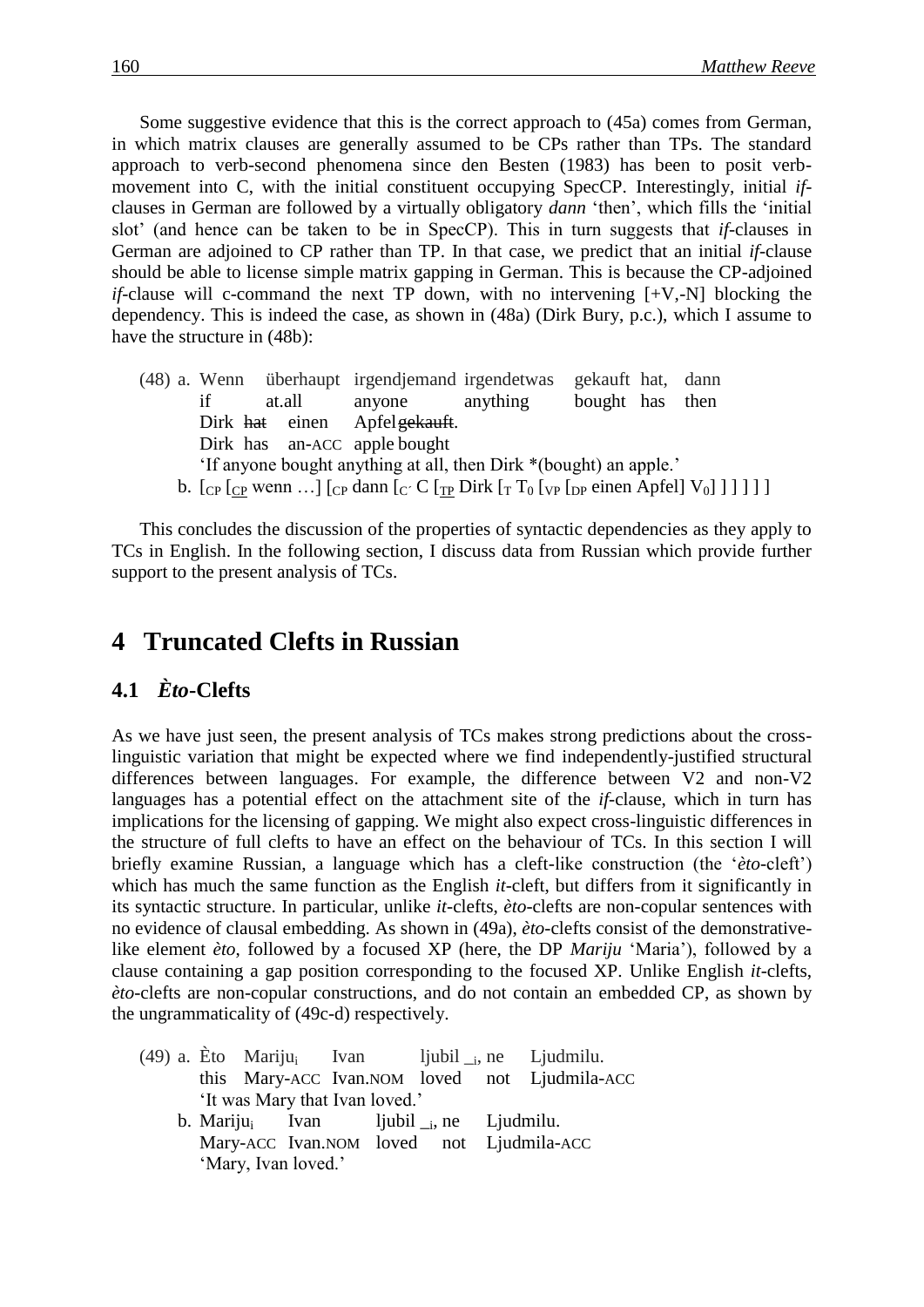Some suggestive evidence that this is the correct approach to (45a) comes from German, in which matrix clauses are generally assumed to be CPs rather than TPs. The standard approach to verb-second phenomena since den Besten (1983) has been to posit verb-movement into C, with the initial constituent occupying SpecCP. Interestingly, initial *if*-clauses in German are followed by a virtually obligatory *dann* 'then', which fills the 'initial slot' (and hence can be taken to be in SpecCP). This in turn suggests that *if*-clauses in German are adjoined to CP rather than TP. In that case, we predict that an initial *if*-clause should be able to license simple matrix gapping in German. This is because the CP-adjoined *if*-clause will c-command the next TP down, with no intervening [+V,-N] blocking the dependency. This is indeed the case, as shown in (48a) (Dirk Bury, p.c.), which I assume to have the structure in (48b):

(48) a. Wenn überhaupt irgendjemand irgendetwas gekauft hat, dann
 if at.all anyone anything bought has then
 Dirk ~~hat~~ einen Apfel ~~gekauft~~.
 Dirk has an-ACC apple bought
 'If anyone bought anything at all, then Dirk *(bought) an apple.'

 b. [$_{CP}$ [$_{CP}$ wenn …] [$_{CP}$ dann [$_{C'}$ C [$_{TP}$ Dirk [$_{T'}$ $T_0$ [$_{VP}$ [$_{DP}$ einen Apfel] $V_0$] ] ] ] ] ]

This concludes the discussion of the properties of syntactic dependencies as they apply to TCs in English. In the following section, I discuss data from Russian which provide further support to the present analysis of TCs.

# 4 Truncated Clefts in Russian

## 4.1 *Èto*-Clefts

As we have just seen, the present analysis of TCs makes strong predictions about the cross-linguistic variation that might be expected where we find independently-justified structural differences between languages. For example, the difference between V2 and non-V2 languages has a potential effect on the attachment site of the *if*-clause, which in turn has implications for the licensing of gapping. We might also expect cross-linguistic differences in the structure of full clefts to have an effect on the behaviour of TCs. In this section I will briefly examine Russian, a language which has a cleft-like construction (the '*èto*-cleft') which has much the same function as the English *it*-cleft, but differs from it significantly in its syntactic structure. In particular, unlike *it*-clefts, *èto*-clefts are non-copular sentences with no evidence of clausal embedding. As shown in (49a), *èto*-clefts consist of the demonstrative-like element *èto*, followed by a focused XP (here, the DP *Mariju* 'Maria'), followed by a clause containing a gap position corresponding to the focused XP. Unlike English *it*-clefts, *èto*-clefts are non-copular constructions, and do not contain an embedded CP, as shown by the ungrammaticality of (49c-d) respectively.

(49) a. Èto Mariju$_i$ Ivan ljubil \_$_i$, ne Ljudmilu.
 this Mary-ACC Ivan.NOM loved not Ljudmila-ACC
 'It was Mary that Ivan loved.'

 b. Mariju$_i$ Ivan ljubil \_$_i$, ne Ljudmilu.
 Mary-ACC Ivan.NOM loved not Ljudmila-ACC
 'Mary, Ivan loved.'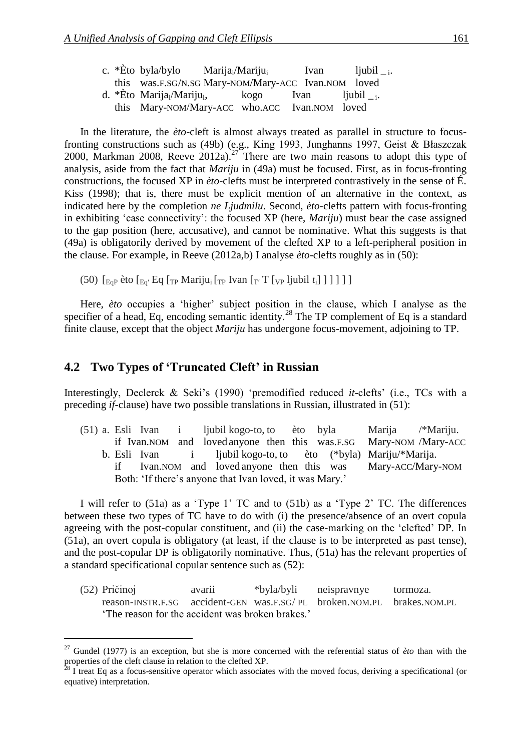c. *Èto byla/bylo Marija$_i$/Mariju$_i$ Ivan ljubil _$_i$.
   this was.F.SG/N.SG Mary-NOM/Mary-ACC Ivan.NOM loved

d. *Èto Marija$_i$/Mariju$_i$, kogo Ivan ljubil _$_i$.
   this Mary-NOM/Mary-ACC who.ACC Ivan.NOM loved

In the literature, the *èto*-cleft is almost always treated as parallel in structure to focus-fronting constructions such as (49b) (e.g., King 1993, Junghanns 1997, Geist & Błaszczak 2000, Markman 2008, Reeve 2012a).[27] There are two main reasons to adopt this type of analysis, aside from the fact that *Mariju* in (49a) must be focused. First, as in focus-fronting constructions, the focused XP in *èto*-clefts must be interpreted contrastively in the sense of É. Kiss (1998); that is, there must be explicit mention of an alternative in the context, as indicated here by the completion *ne Ljudmilu*. Second, *èto*-clefts pattern with focus-fronting in exhibiting 'case connectivity': the focused XP (here, *Mariju*) must bear the case assigned to the gap position (here, accusative), and cannot be nominative. What this suggests is that (49a) is obligatorily derived by movement of the clefted XP to a left-peripheral position in the clause. For example, in Reeve (2012a,b) I analyse *èto*-clefts roughly as in (50):

(50) [$_{\text{EqP}}$ èto [$_{\text{Eq'}}$ Eq [$_{\text{TP}}$ Mariju$_i$ [$_{\text{TP}}$ Ivan [$_{\text{T'}}$ T [$_{\text{VP}}$ ljubil $t_i$] ] ] ] ] ]

Here, *èto* occupies a 'higher' subject position in the clause, which I analyse as the specifier of a head, Eq, encoding semantic identity.[28] The TP complement of Eq is a standard finite clause, except that the object *Mariju* has undergone focus-movement, adjoining to TP.

## 4.2 Two Types of 'Truncated Cleft' in Russian

Interestingly, Declerck & Seki's (1990) 'premodified reduced *it*-clefts' (i.e., TCs with a preceding *if*-clause) have two possible translations in Russian, illustrated in (51):

(51) a. Esli Ivan i ljubil kogo-to, to èto byla Marija /*Mariju.
   if Ivan.NOM and loved anyone then this was.F.SG Mary-NOM /Mary-ACC

b. Esli Ivan i ljubil kogo-to, to èto (*byla) Mariju/*Marija.
   if Ivan.NOM and loved anyone then this was Mary-ACC/Mary-NOM

Both: 'If there's anyone that Ivan loved, it was Mary.'

I will refer to (51a) as a 'Type 1' TC and to (51b) as a 'Type 2' TC. The differences between these two types of TC have to do with (i) the presence/absence of an overt copula agreeing with the post-copular constituent, and (ii) the case-marking on the 'clefted' DP. In (51a), an overt copula is obligatory (at least, if the clause is to be interpreted as past tense), and the post-copular DP is obligatorily nominative. Thus, (51a) has the relevant properties of a standard specificational copular sentence such as (52):

(52) Pričinoj avarii *byla/byli neispravnye tormoza.
   reason-INSTR.F.SG accident-GEN was.F.SG/ PL broken.NOM.PL brakes.NOM.PL
   'The reason for the accident was broken brakes.'

---

[27] Gundel (1977) is an exception, but she is more concerned with the referential status of *èto* than with the properties of the cleft clause in relation to the clefted XP.

[28] I treat Eq as a focus-sensitive operator which associates with the moved focus, deriving a specificational (or equative) interpretation.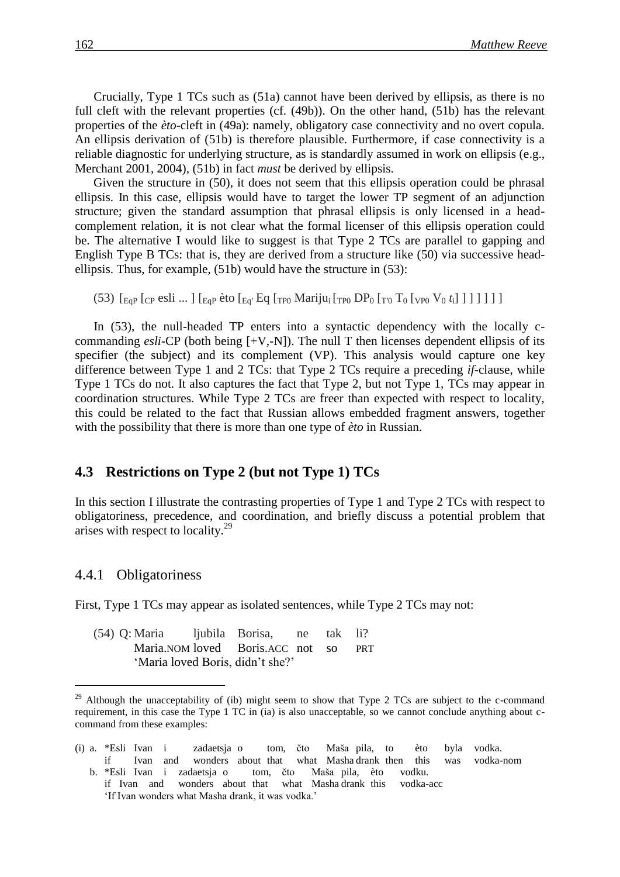Crucially, Type 1 TCs such as (51a) cannot have been derived by ellipsis, as there is no full cleft with the relevant properties (cf. (49b)). On the other hand, (51b) has the relevant properties of the *èto*-cleft in (49a): namely, obligatory case connectivity and no overt copula. An ellipsis derivation of (51b) is therefore plausible. Furthermore, if case connectivity is a reliable diagnostic for underlying structure, as is standardly assumed in work on ellipsis (e.g., Merchant 2001, 2004), (51b) in fact *must* be derived by ellipsis.

Given the structure in (50), it does not seem that this ellipsis operation could be phrasal ellipsis. In this case, ellipsis would have to target the lower TP segment of an adjunction structure; given the standard assumption that phrasal ellipsis is only licensed in a head-complement relation, it is not clear what the formal licenser of this ellipsis operation could be. The alternative I would like to suggest is that Type 2 TCs are parallel to gapping and English Type B TCs: that is, they are derived from a structure like (50) via successive head-ellipsis. Thus, for example, (51b) would have the structure in (53):

(53) $[_{\text{EqP}}$ $[_{\text{CP}}$ esli ... $]$ $[_{\text{EqP}}$ èto $[_{\text{Eq}'}$ Eq $[_{\text{TP0}}$ Mariju$_i$ $[_{\text{TP0}}$ $\text{DP}_0$ $[_{\text{T}'0}$ $\text{T}_0$ $[_{\text{VP0}}$ $\text{V}_0$ $t_i$ $]$ $]$ $]$ $]$ $]$ $]$ $]$

In (53), the null-headed TP enters into a syntactic dependency with the locally c-commanding *esli*-CP (both being [+V,-N]). The null T then licenses dependent ellipsis of its specifier (the subject) and its complement (VP). This analysis would capture one key difference between Type 1 and 2 TCs: that Type 2 TCs require a preceding *if*-clause, while Type 1 TCs do not. It also captures the fact that Type 2, but not Type 1, TCs may appear in coordination structures. While Type 2 TCs are freer than expected with respect to locality, this could be related to the fact that Russian allows embedded fragment answers, together with the possibility that there is more than one type of *èto* in Russian.

## 4.3 Restrictions on Type 2 (but not Type 1) TCs

In this section I illustrate the contrasting properties of Type 1 and Type 2 TCs with respect to obligatoriness, precedence, and coordination, and briefly discuss a potential problem that arises with respect to locality.[29]

### 4.4.1 Obligatoriness

First, Type 1 TCs may appear as isolated sentences, while Type 2 TCs may not:

(54) Q: Maria ljubila Borisa, ne tak li?
Maria.NOM loved Boris.ACC not so PRT
'Maria loved Boris, didn't she?'

---

[29] Although the unacceptability of (ib) might seem to show that Type 2 TCs are subject to the c-command requirement, in this case the Type 1 TC in (ia) is also unacceptable, so we cannot conclude anything about c-command from these examples:

(i) a. *Esli Ivan i zadaetsja o tom, čto Maša pila, to èto byla vodka.
if Ivan and wonders about that what Masha drank then this was vodka-nom
b. *Esli Ivan i zadaetsja o tom, čto Maša pila, èto vodku.
if Ivan and wonders about that what Masha drank this vodka-acc
'If Ivan wonders what Masha drank, it was vodka.'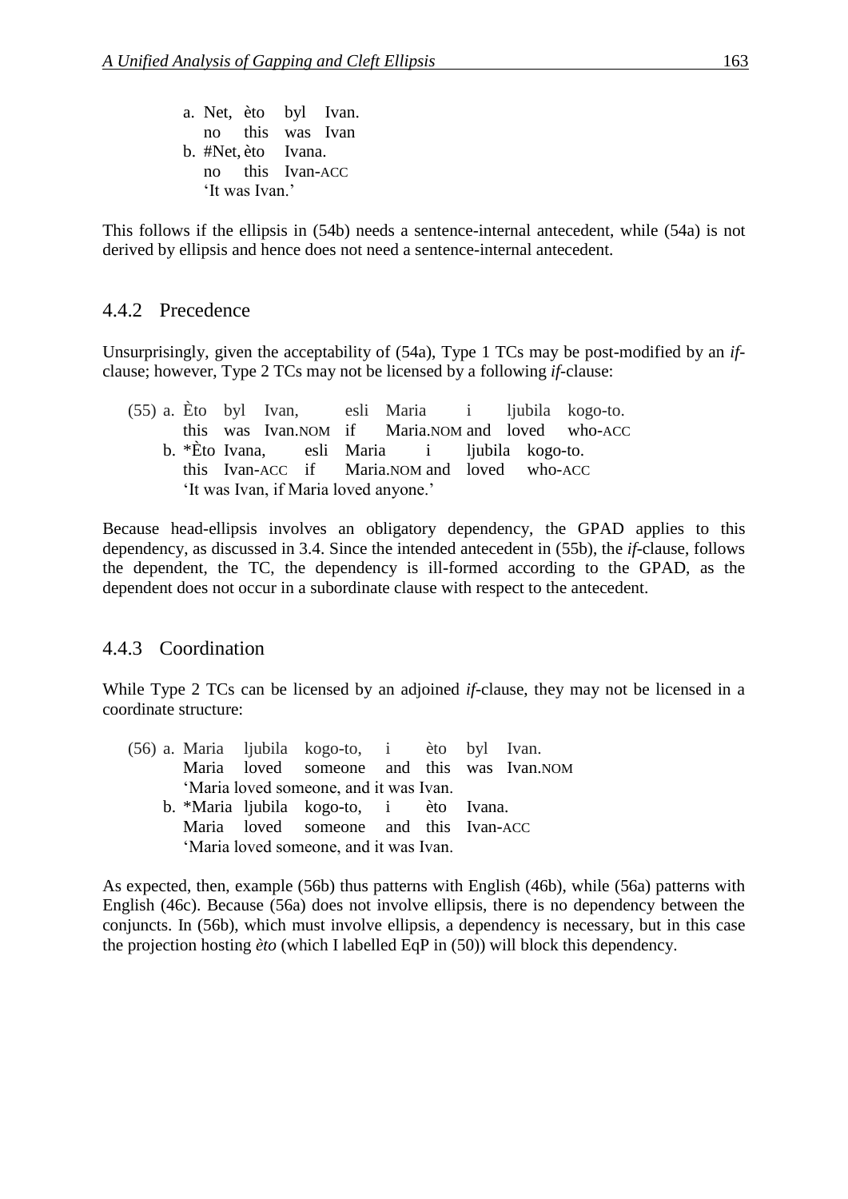a. Net, èto byl Ivan.
   no this was Ivan
b. #Net, èto Ivana.
   no this Ivan-ACC
   'It was Ivan.'

This follows if the ellipsis in (54b) needs a sentence-internal antecedent, while (54a) is not derived by ellipsis and hence does not need a sentence-internal antecedent.

### 4.4.2 Precedence

Unsurprisingly, given the acceptability of (54a), Type 1 TCs may be post-modified by an *if*-clause; however, Type 2 TCs may not be licensed by a following *if*-clause:

(55) a. Èto byl Ivan, esli Maria i ljubila kogo-to.
        this was Ivan.NOM if Maria.NOM and loved who-ACC
     b. *Èto Ivana, esli Maria i ljubila kogo-to.
        this Ivan-ACC if Maria.NOM and loved who-ACC
        'It was Ivan, if Maria loved anyone.'

Because head-ellipsis involves an obligatory dependency, the GPAD applies to this dependency, as discussed in 3.4. Since the intended antecedent in (55b), the *if*-clause, follows the dependent, the TC, the dependency is ill-formed according to the GPAD, as the dependent does not occur in a subordinate clause with respect to the antecedent.

### 4.4.3 Coordination

While Type 2 TCs can be licensed by an adjoined *if*-clause, they may not be licensed in a coordinate structure:

(56) a. Maria ljubila kogo-to, i èto byl Ivan.
        Maria loved someone and this was Ivan.NOM
        'Maria loved someone, and it was Ivan.
     b. *Maria ljubila kogo-to, i èto Ivana.
        Maria loved someone and this Ivan-ACC
        'Maria loved someone, and it was Ivan.

As expected, then, example (56b) thus patterns with English (46b), while (56a) patterns with English (46c). Because (56a) does not involve ellipsis, there is no dependency between the conjuncts. In (56b), which must involve ellipsis, a dependency is necessary, but in this case the projection hosting *èto* (which I labelled EqP in (50)) will block this dependency.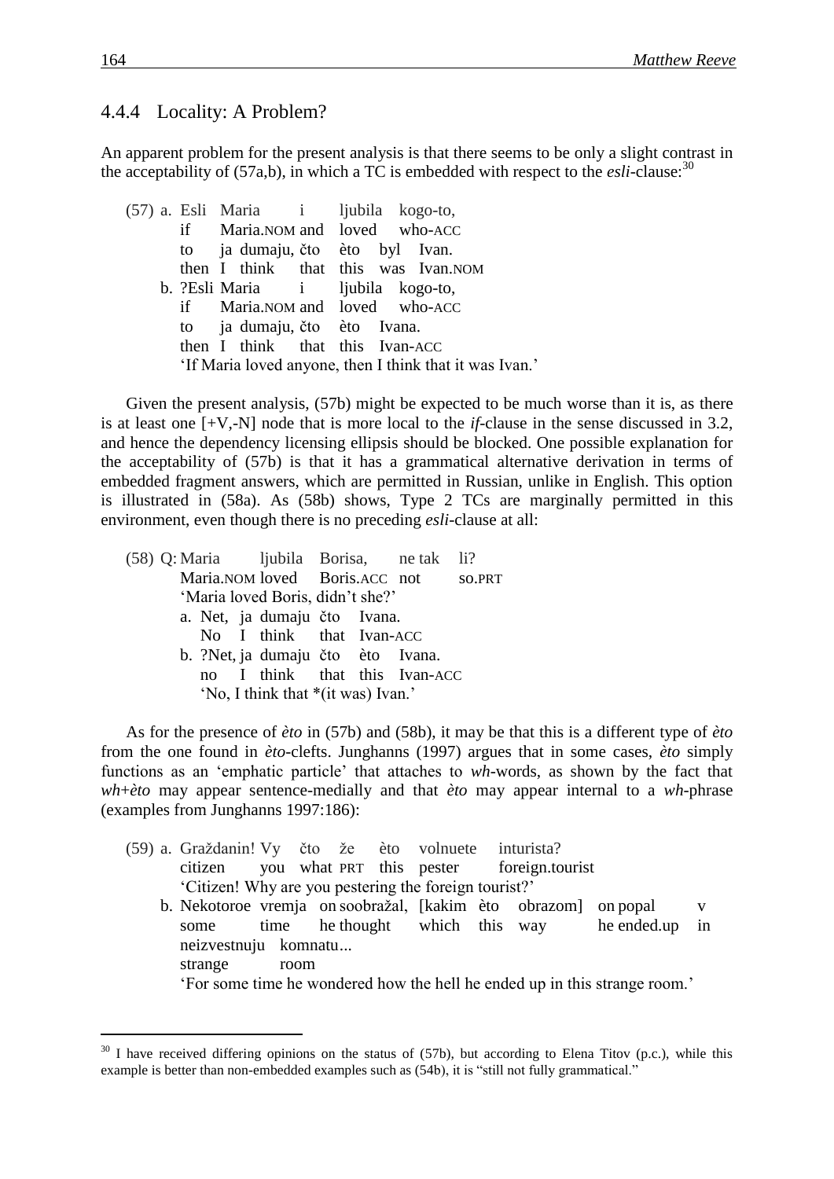### 4.4.4 Locality: A Problem?

An apparent problem for the present analysis is that there seems to be only a slight contrast in the acceptability of (57a,b), in which a TC is embedded with respect to the *esli*-clause:[30]

(57) a. Esli Maria i ljubila kogo-to,
   if Maria.NOM and loved who-ACC
   to ja dumaju, čto èto byl Ivan.
   then I think that this was Ivan.NOM

b. ?Esli Maria i ljubila kogo-to,
   if Maria.NOM and loved who-ACC
   to ja dumaju, čto èto Ivana.
   then I think that this Ivan-ACC
   'If Maria loved anyone, then I think that it was Ivan.'

Given the present analysis, (57b) might be expected to be much worse than it is, as there is at least one [+V,-N] node that is more local to the *if*-clause in the sense discussed in 3.2, and hence the dependency licensing ellipsis should be blocked. One possible explanation for the acceptability of (57b) is that it has a grammatical alternative derivation in terms of embedded fragment answers, which are permitted in Russian, unlike in English. This option is illustrated in (58a). As (58b) shows, Type 2 TCs are marginally permitted in this environment, even though there is no preceding *esli*-clause at all:

(58) Q: Maria ljubila Borisa, ne tak li?
   Maria.NOM loved Boris.ACC not so.PRT
   'Maria loved Boris, didn't she?'

a. Net, ja dumaju čto Ivana.
   No I think that Ivan-ACC

b. ?Net, ja dumaju čto èto Ivana.
   no I think that this Ivan-ACC
   'No, I think that *(it was) Ivan.'

As for the presence of *èto* in (57b) and (58b), it may be that this is a different type of *èto* from the one found in *èto*-clefts. Junghanns (1997) argues that in some cases, *èto* simply functions as an 'emphatic particle' that attaches to *wh*-words, as shown by the fact that *wh*+*èto* may appear sentence-medially and that *èto* may appear internal to a *wh*-phrase (examples from Junghanns 1997:186):

(59) a. Graždanin! Vy čto že èto volnuete inturista?
   citizen you what PRT this pester foreign.tourist
   'Citizen! Why are you pestering the foreign tourist?'

b. Nekotoroe vremja on soobražal, [kakim èto obrazom] on popal v neizvestnuju komnatu...
   some time he thought which this way he ended.up in strange room
   'For some time he wondered how the hell he ended up in this strange room.'

---

[30] I have received differing opinions on the status of (57b), but according to Elena Titov (p.c.), while this example is better than non-embedded examples such as (54b), it is "still not fully grammatical."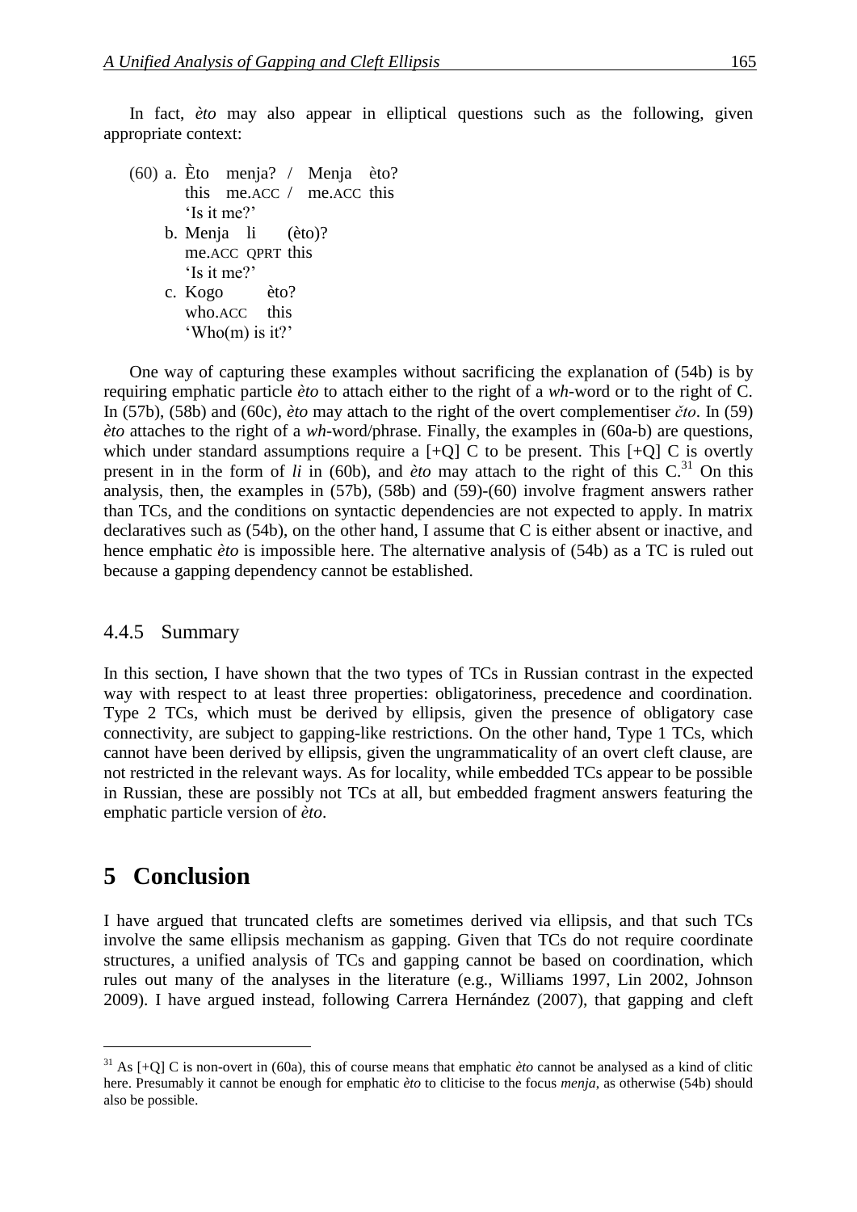In fact, *èto* may also appear in elliptical questions such as the following, given appropriate context:

(60) a. Èto menja? / Menja èto?
this me.ACC / me.ACC this
'Is it me?'

b. Menja li (èto)?
me.ACC QPRT this
'Is it me?'

c. Kogo èto?
who.ACC this
'Who(m) is it?'

One way of capturing these examples without sacrificing the explanation of (54b) is by requiring emphatic particle *èto* to attach either to the right of a *wh*-word or to the right of C. In (57b), (58b) and (60c), *èto* may attach to the right of the overt complementiser *čto*. In (59) *èto* attaches to the right of a *wh*-word/phrase. Finally, the examples in (60a-b) are questions, which under standard assumptions require a [+Q] C to be present. This [+Q] C is overtly present in in the form of *li* in (60b), and *èto* may attach to the right of this C.[31] On this analysis, then, the examples in (57b), (58b) and (59)-(60) involve fragment answers rather than TCs, and the conditions on syntactic dependencies are not expected to apply. In matrix declaratives such as (54b), on the other hand, I assume that C is either absent or inactive, and hence emphatic *èto* is impossible here. The alternative analysis of (54b) as a TC is ruled out because a gapping dependency cannot be established.

### 4.4.5 Summary

In this section, I have shown that the two types of TCs in Russian contrast in the expected way with respect to at least three properties: obligatoriness, precedence and coordination. Type 2 TCs, which must be derived by ellipsis, given the presence of obligatory case connectivity, are subject to gapping-like restrictions. On the other hand, Type 1 TCs, which cannot have been derived by ellipsis, given the ungrammaticality of an overt cleft clause, are not restricted in the relevant ways. As for locality, while embedded TCs appear to be possible in Russian, these are possibly not TCs at all, but embedded fragment answers featuring the emphatic particle version of *èto*.

## 5 Conclusion

I have argued that truncated clefts are sometimes derived via ellipsis, and that such TCs involve the same ellipsis mechanism as gapping. Given that TCs do not require coordinate structures, a unified analysis of TCs and gapping cannot be based on coordination, which rules out many of the analyses in the literature (e.g., Williams 1997, Lin 2002, Johnson 2009). I have argued instead, following Carrera Hernández (2007), that gapping and cleft

---

[31] As [+Q] C is non-overt in (60a), this of course means that emphatic *èto* cannot be analysed as a kind of clitic here. Presumably it cannot be enough for emphatic *èto* to cliticise to the focus *menja*, as otherwise (54b) should also be possible.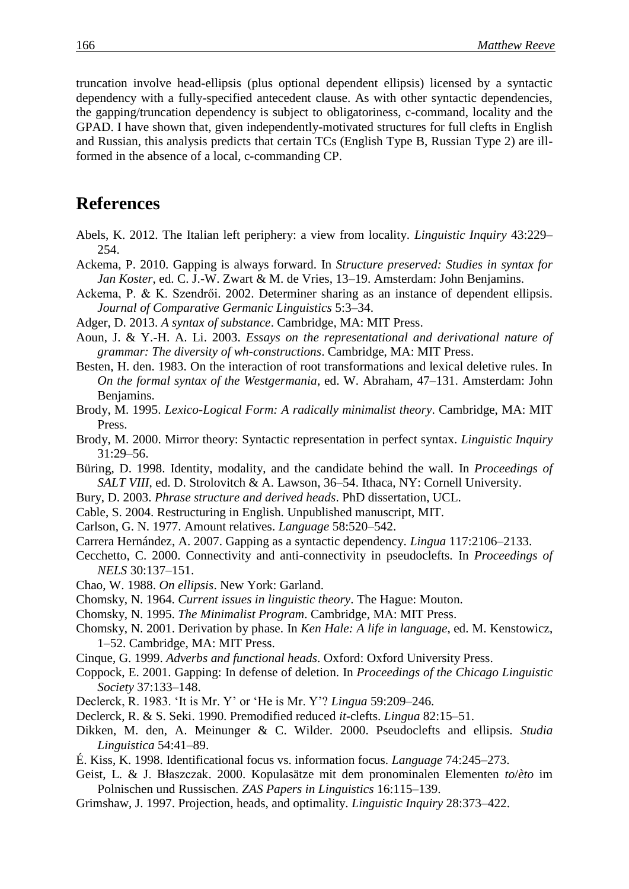truncation involve head-ellipsis (plus optional dependent ellipsis) licensed by a syntactic dependency with a fully-specified antecedent clause. As with other syntactic dependencies, the gapping/truncation dependency is subject to obligatoriness, c-command, locality and the GPAD. I have shown that, given independently-motivated structures for full clefts in English and Russian, this analysis predicts that certain TCs (English Type B, Russian Type 2) are ill-formed in the absence of a local, c-commanding CP.

## References

Abels, K. 2012. The Italian left periphery: a view from locality. *Linguistic Inquiry* 43:229–254.

Ackema, P. 2010. Gapping is always forward. In *Structure preserved: Studies in syntax for Jan Koster*, ed. C. J.-W. Zwart & M. de Vries, 13–19. Amsterdam: John Benjamins.

Ackema, P. & K. Szendrői. 2002. Determiner sharing as an instance of dependent ellipsis. *Journal of Comparative Germanic Linguistics* 5:3–34.

Adger, D. 2013. *A syntax of substance*. Cambridge, MA: MIT Press.

Aoun, J. & Y.-H. A. Li. 2003. *Essays on the representational and derivational nature of grammar: The diversity of wh-constructions*. Cambridge, MA: MIT Press.

Besten, H. den. 1983. On the interaction of root transformations and lexical deletive rules. In *On the formal syntax of the Westgermania*, ed. W. Abraham, 47–131. Amsterdam: John Benjamins.

Brody, M. 1995. *Lexico-Logical Form: A radically minimalist theory*. Cambridge, MA: MIT Press.

Brody, M. 2000. Mirror theory: Syntactic representation in perfect syntax. *Linguistic Inquiry* 31:29–56.

Büring, D. 1998. Identity, modality, and the candidate behind the wall. In *Proceedings of SALT VIII*, ed. D. Strolovitch & A. Lawson, 36–54. Ithaca, NY: Cornell University.

Bury, D. 2003. *Phrase structure and derived heads*. PhD dissertation, UCL.

Cable, S. 2004. Restructuring in English. Unpublished manuscript, MIT.

Carlson, G. N. 1977. Amount relatives. *Language* 58:520–542.

Carrera Hernández, A. 2007. Gapping as a syntactic dependency. *Lingua* 117:2106–2133.

Cecchetto, C. 2000. Connectivity and anti-connectivity in pseudoclefts. In *Proceedings of NELS* 30:137–151.

Chao, W. 1988. *On ellipsis*. New York: Garland.

Chomsky, N. 1964. *Current issues in linguistic theory*. The Hague: Mouton.

Chomsky, N. 1995. *The Minimalist Program*. Cambridge, MA: MIT Press.

Chomsky, N. 2001. Derivation by phase. In *Ken Hale: A life in language*, ed. M. Kenstowicz, 1–52. Cambridge, MA: MIT Press.

Cinque, G. 1999. *Adverbs and functional heads*. Oxford: Oxford University Press.

Coppock, E. 2001. Gapping: In defense of deletion. In *Proceedings of the Chicago Linguistic Society* 37:133–148.

Declerck, R. 1983. 'It is Mr. Y' or 'He is Mr. Y'? *Lingua* 59:209–246.

Declerck, R. & S. Seki. 1990. Premodified reduced *it*-clefts. *Lingua* 82:15–51.

Dikken, M. den, A. Meinunger & C. Wilder. 2000. Pseudoclefts and ellipsis. *Studia Linguistica* 54:41–89.

É. Kiss, K. 1998. Identificational focus vs. information focus. *Language* 74:245–273.

Geist, L. & J. Błaszczak. 2000. Kopulasätze mit dem pronominalen Elementen *to*/*èto* im Polnischen und Russischen. *ZAS Papers in Linguistics* 16:115–139.

Grimshaw, J. 1997. Projection, heads, and optimality. *Linguistic Inquiry* 28:373–422.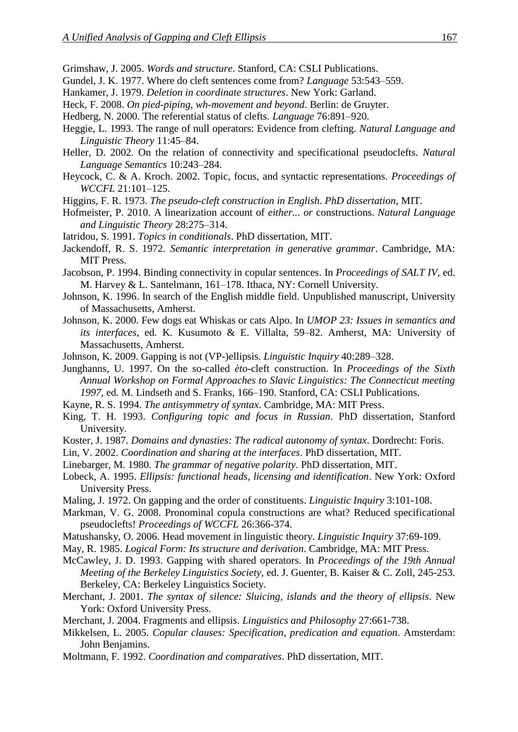Grimshaw, J. 2005. *Words and structure*. Stanford, CA: CSLI Publications.

Gundel, J. K. 1977. Where do cleft sentences come from? *Language* 53:543–559.

Hankamer, J. 1979. *Deletion in coordinate structures*. New York: Garland.

Heck, F. 2008. *On pied-piping, wh-movement and beyond*. Berlin: de Gruyter.

Hedberg, N. 2000. The referential status of clefts. *Language* 76:891–920.

Heggie, L. 1993. The range of null operators: Evidence from clefting. *Natural Language and Linguistic Theory* 11:45–84.

Heller, D. 2002. On the relation of connectivity and specificational pseudoclefts. *Natural Language Semantics* 10:243–284.

Heycock, C. & A. Kroch. 2002. Topic, focus, and syntactic representations. *Proceedings of WCCFL* 21:101–125.

Higgins, F. R. 1973. *The pseudo-cleft construction in English. PhD dissertation*, MIT.

Hofmeister, P. 2010. A linearization account of *either... or* constructions. *Natural Language and Linguistic Theory* 28:275–314.

Iatridou, S. 1991. *Topics in conditionals*. PhD dissertation, MIT.

Jackendoff, R. S. 1972. *Semantic interpretation in generative grammar*. Cambridge, MA: MIT Press.

Jacobson, P. 1994. Binding connectivity in copular sentences. In *Proceedings of SALT IV*, ed. M. Harvey & L. Santelmann, 161–178. Ithaca, NY: Cornell University.

Johnson, K. 1996. In search of the English middle field. Unpublished manuscript, University of Massachusetts, Amherst.

Johnson, K. 2000. Few dogs eat Whiskas or cats Alpo. In *UMOP 23: Issues in semantics and its interfaces*, ed. K. Kusumoto & E. Villalta, 59–82. Amherst, MA: University of Massachusetts, Amherst.

Johnson, K. 2009. Gapping is not (VP-)ellipsis. *Linguistic Inquiry* 40:289–328.

Junghanns, U. 1997. On the so-called *èto*-cleft construction. In *Proceedings of the Sixth Annual Workshop on Formal Approaches to Slavic Linguistics: The Connecticut meeting 1997*, ed. M. Lindseth and S. Franks, 166–190. Stanford, CA: CSLI Publications.

Kayne, R. S. 1994. *The antisymmetry of syntax*. Cambridge, MA: MIT Press.

King, T. H. 1993. *Configuring topic and focus in Russian*. PhD dissertation, Stanford University.

Koster, J. 1987. *Domains and dynasties: The radical autonomy of syntax*. Dordrecht: Foris.

Lin, V. 2002. *Coordination and sharing at the interfaces*. PhD dissertation, MIT.

Linebarger, M. 1980. *The grammar of negative polarity*. PhD dissertation, MIT.

Lobeck, A. 1995. *Ellipsis: functional heads, licensing and identification*. New York: Oxford University Press.

Maling, J. 1972. On gapping and the order of constituents. *Linguistic Inquiry* 3:101-108.

Markman, V. G. 2008. Pronominal copula constructions are what? Reduced specificational pseudoclefts! *Proceedings of WCCFL* 26:366-374.

Matushansky, O. 2006. Head movement in linguistic theory. *Linguistic Inquiry* 37:69-109.

May, R. 1985. *Logical Form: Its structure and derivation*. Cambridge, MA: MIT Press.

McCawley, J. D. 1993. Gapping with shared operators. In *Proceedings of the 19th Annual Meeting of the Berkeley Linguistics Society*, ed. J. Guenter, B. Kaiser & C. Zoll, 245-253. Berkeley, CA: Berkeley Linguistics Society.

Merchant, J. 2001. *The syntax of silence: Sluicing, islands and the theory of ellipsis*. New York: Oxford University Press.

Merchant, J. 2004. Fragments and ellipsis. *Linguistics and Philosophy* 27:661-738.

Mikkelsen, L. 2005. *Copular clauses: Specification, predication and equation*. Amsterdam: John Benjamins.

Moltmann, F. 1992. *Coordination and comparatives*. PhD dissertation, MIT.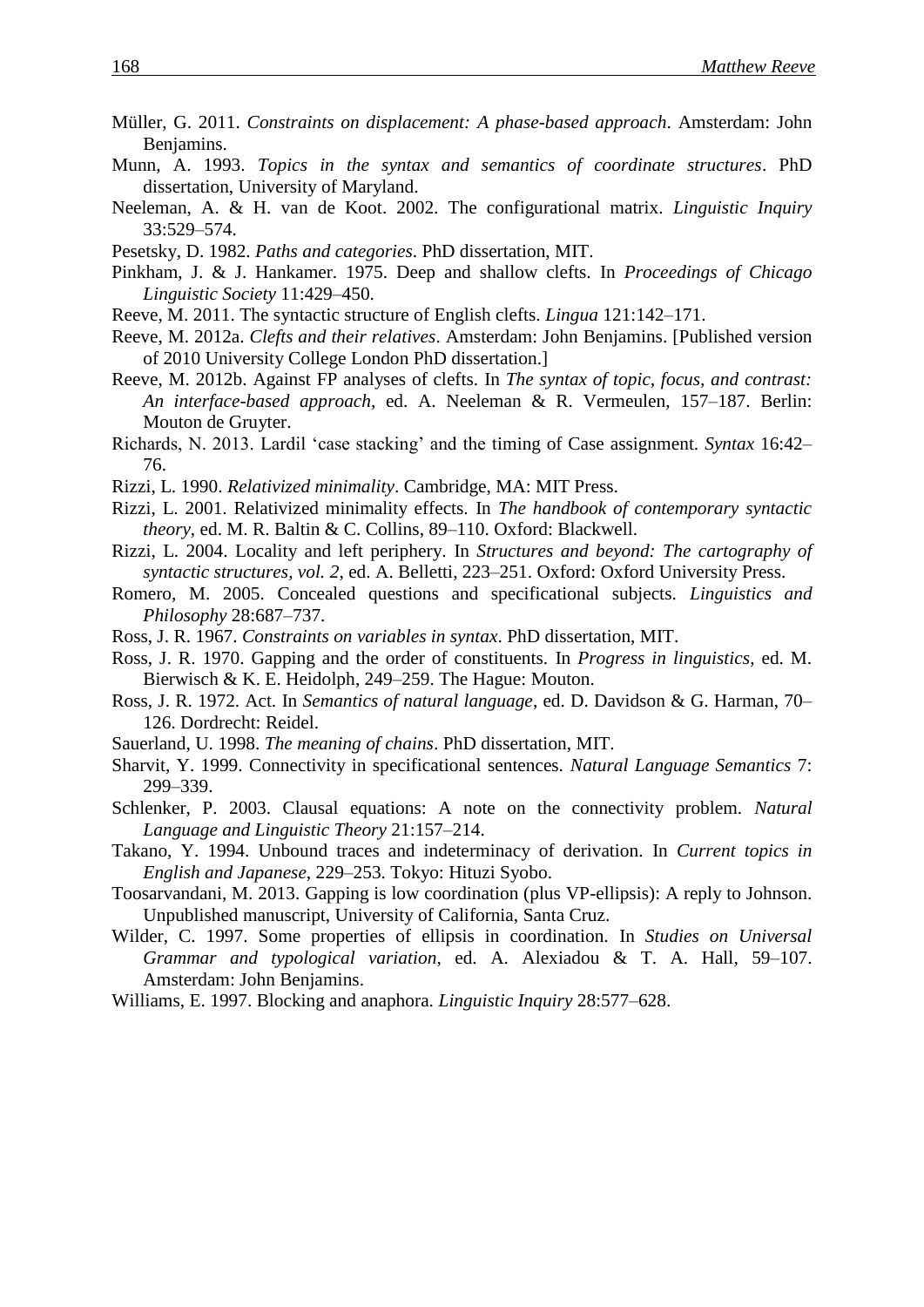Müller, G. 2011. *Constraints on displacement: A phase-based approach*. Amsterdam: John Benjamins.

Munn, A. 1993. *Topics in the syntax and semantics of coordinate structures*. PhD dissertation, University of Maryland.

Neeleman, A. & H. van de Koot. 2002. The configurational matrix. *Linguistic Inquiry* 33:529–574.

Pesetsky, D. 1982. *Paths and categories*. PhD dissertation, MIT.

Pinkham, J. & J. Hankamer. 1975. Deep and shallow clefts. In *Proceedings of Chicago Linguistic Society* 11:429–450.

Reeve, M. 2011. The syntactic structure of English clefts. *Lingua* 121:142–171.

Reeve, M. 2012a. *Clefts and their relatives*. Amsterdam: John Benjamins. [Published version of 2010 University College London PhD dissertation.]

Reeve, M. 2012b. Against FP analyses of clefts. In *The syntax of topic, focus, and contrast: An interface-based approach*, ed. A. Neeleman & R. Vermeulen, 157–187. Berlin: Mouton de Gruyter.

Richards, N. 2013. Lardil 'case stacking' and the timing of Case assignment. *Syntax* 16:42–76.

Rizzi, L. 1990. *Relativized minimality*. Cambridge, MA: MIT Press.

Rizzi, L. 2001. Relativized minimality effects. In *The handbook of contemporary syntactic theory*, ed. M. R. Baltin & C. Collins, 89–110. Oxford: Blackwell.

Rizzi, L. 2004. Locality and left periphery. In *Structures and beyond: The cartography of syntactic structures, vol. 2*, ed. A. Belletti, 223–251. Oxford: Oxford University Press.

Romero, M. 2005. Concealed questions and specificational subjects. *Linguistics and Philosophy* 28:687–737.

Ross, J. R. 1967. *Constraints on variables in syntax*. PhD dissertation, MIT.

Ross, J. R. 1970. Gapping and the order of constituents. In *Progress in linguistics*, ed. M. Bierwisch & K. E. Heidolph, 249–259. The Hague: Mouton.

Ross, J. R. 1972. Act. In *Semantics of natural language*, ed. D. Davidson & G. Harman, 70–126. Dordrecht: Reidel.

Sauerland, U. 1998. *The meaning of chains*. PhD dissertation, MIT.

Sharvit, Y. 1999. Connectivity in specificational sentences. *Natural Language Semantics* 7: 299–339.

Schlenker, P. 2003. Clausal equations: A note on the connectivity problem. *Natural Language and Linguistic Theory* 21:157–214.

Takano, Y. 1994. Unbound traces and indeterminacy of derivation. In *Current topics in English and Japanese*, 229–253. Tokyo: Hituzi Syobo.

Toosarvandani, M. 2013. Gapping is low coordination (plus VP-ellipsis): A reply to Johnson. Unpublished manuscript, University of California, Santa Cruz.

Wilder, C. 1997. Some properties of ellipsis in coordination. In *Studies on Universal Grammar and typological variation*, ed. A. Alexiadou & T. A. Hall, 59–107. Amsterdam: John Benjamins.

Williams, E. 1997. Blocking and anaphora. *Linguistic Inquiry* 28:577–628.